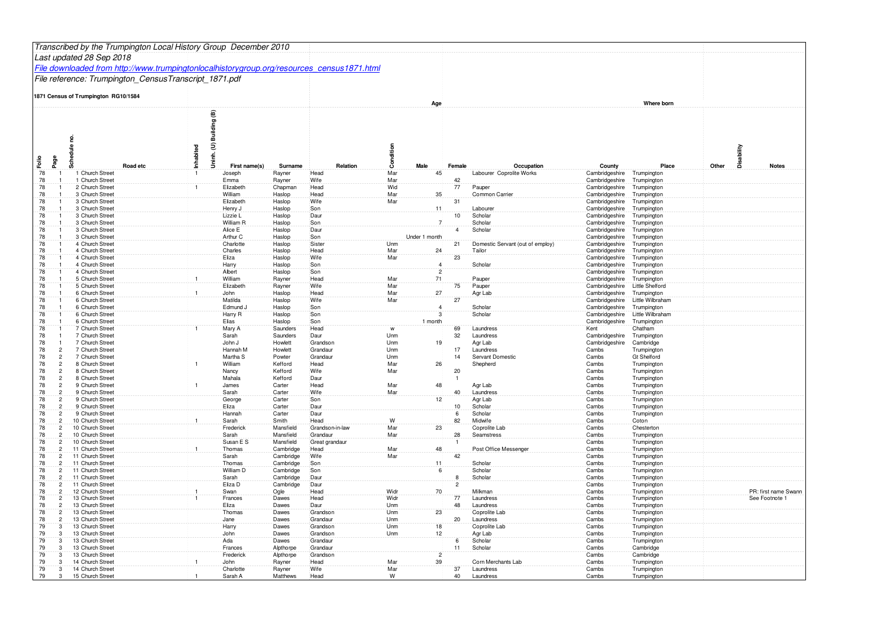*Transcribed by the Trumpington Local History Group December 2010*

*Last updated 28 Sep 2018*

*File downloaded from http://www.trumpingtonlocalhistorygroup.org/resources_census1871.html*

*File reference: Trumpington_CensusTranscript_1871.pdf*

**1871 Census of Trumpington RG10/1584**

| Folio | Page | Schedule no. | Road etc | Inhabited | Uninh. (U) Building (B) | First name(s) | Surname | Relation | Condition | Age: Male | Age: Female | Occupation | Where born: County | Where born: Place | Other | Disability | Notes |
|---|---|---|---|---|---|---|---|---|---|---|---|---|---|---|---|---|---|
| 78 | 1 | 1 | Church Street | 1 | | Joseph | Rayner | Head | Mar | 45 | | Labourer Coprolite Works | Cambridgeshire | Trumpington | | | |
| 78 | 1 | 1 | Church Street | | | Emma | Rayner | Wife | Mar | | 42 | | Cambridgeshire | Trumpington | | | |
| 78 | 1 | 2 | Church Street | 1 | | Elizabeth | Chapman | Head | Wid | | 77 | Pauper | Cambridgeshire | Trumpington | | | |
| 78 | 1 | 3 | Church Street | | | William | Haslop | Head | Mar | 35 | | Common Carrier | Cambridgeshire | Trumpington | | | |
| 78 | 1 | 3 | Church Street | | | Elizabeth | Haslop | Wife | Mar | | 31 | | Cambridgeshire | Trumpington | | | |
| 78 | 1 | 3 | Church Street | | | Henry J | Haslop | Son | | 11 | | Labourer | Cambridgeshire | Trumpington | | | |
| 78 | 1 | 3 | Church Street | | | Lizzie L | Haslop | Daur | | | 10 | Scholar | Cambridgeshire | Trumpington | | | |
| 78 | 1 | 3 | Church Street | | | William R | Haslop | Son | | 7 | | Scholar | Cambridgeshire | Trumpington | | | |
| 78 | 1 | 3 | Church Street | | | Alice E | Haslop | Daur | | | 4 | Scholar | Cambridgeshire | Trumpington | | | |
| 78 | 1 | 3 | Church Street | | | Arthur C | Haslop | Son | | Under 1 month | | | Cambridgeshire | Trumpington | | | |
| 78 | 1 | 4 | Church Street | | | Charlotte | Haslop | Sister | Unm | | 21 | Domestic Servant (out of employ) | Cambridgeshire | Trumpington | | | |
| 78 | 1 | 4 | Church Street | | | Charles | Haslop | Head | Mar | 24 | | Tailor | Cambridgeshire | Trumpington | | | |
| 78 | 1 | 4 | Church Street | | | Eliza | Haslop | Wife | Mar | | 23 | | Cambridgeshire | Trumpington | | | |
| 78 | 1 | 4 | Church Street | | | Harry | Haslop | Son | | 4 | | Scholar | Cambridgeshire | Trumpington | | | |
| 78 | 1 | 4 | Church Street | | | Albert | Haslop | Son | | 2 | | | Cambridgeshire | Trumpington | | | |
| 78 | 1 | 5 | Church Street | 1 | | William | Rayner | Head | Mar | 71 | | Pauper | Cambridgeshire | Trumpington | | | |
| 78 | 1 | 5 | Church Street | | | Elizabeth | Rayner | Wife | Mar | | 75 | Pauper | Cambridgeshire | Little Shelford | | | |
| 78 | 1 | 6 | Church Street | 1 | | John | Haslop | Head | Mar | 27 | | Agr Lab | Cambridgeshire | Trumpington | | | |
| 78 | 1 | 6 | Church Street | | | Matilda | Haslop | Wife | Mar | | 27 | | Cambridgeshire | Little Wilbraham | | | |
| 78 | 1 | 6 | Church Street | | | Edmund J | Haslop | Son | | 4 | | Scholar | Cambridgeshire | Trumpington | | | |
| 78 | 1 | 6 | Church Street | | | Harry R | Haslop | Son | | 3 | | Scholar | Cambridgeshire | Little Wilbraham | | | |
| 78 | 1 | 6 | Church Street | | | Elias | Haslop | Son | | 1 month | | | Cambridgeshire | Trumpington | | | |
| 78 | 1 | 7 | Church Street | 1 | | Mary A | Saunders | Head | w | | 69 | Laundress | Kent | Chatham | | | |
| 78 | 1 | 7 | Church Street | | | Sarah | Saunders | Daur | Unm | | 32 | Laundress | Cambridgeshire | Trumpington | | | |
| 78 | 1 | 7 | Church Street | | | John J | Howlett | Grandson | Unm | 19 | | Agr Lab | Cambridgeshire | Cambridge | | | |
| 78 | 2 | 7 | Church Street | | | Hannah M | Howlett | Grandaur | Unm | | 17 | Laundress | Cambs | Trumpington | | | |
| 78 | 2 | 7 | Church Street | | | Martha S | Powter | Grandaur | Unm | | 14 | Servant Domestic | Cambs | Gt Shelford | | | |
| 78 | 2 | 8 | Church Street | 1 | | William | Kefford | Head | Mar | 26 | | Shepherd | Cambs | Trumpington | | | |
| 78 | 2 | 8 | Church Street | | | Nancy | Kefford | Wife | Mar | | 20 | | Cambs | Trumpington | | | |
| 78 | 2 | 8 | Church Street | | | Mahala | Kefford | Daur | | | 1 | | Cambs | Trumpington | | | |
| 78 | 2 | 9 | Church Street | 1 | | James | Carter | Head | Mar | 48 | | Agr Lab | Cambs | Trumpington | | | |
| 78 | 2 | 9 | Church Street | | | Sarah | Carter | Wife | Mar | | 40 | Laundress | Cambs | Trumpington | | | |
| 78 | 2 | 9 | Church Street | | | George | Carter | Son | | 12 | | Agr Lab | Cambs | Trumpington | | | |
| 78 | 2 | 9 | Church Street | | | Eliza | Carter | Daur | | | 10 | Scholar | Cambs | Trumpington | | | |
| 78 | 2 | 9 | Church Street | | | Hannah | Carter | Daur | | | 6 | Scholar | Cambs | Trumpington | | | |
| 78 | 2 | 10 | Church Street | 1 | | Sarah | Smith | Head | W | | 82 | Midwife | Cambs | Coton | | | |
| 78 | 2 | 10 | Church Street | | | Frederick | Mansfield | Grandson-in-law | Mar | 23 | | Coprolite Lab | Cambs | Chesterton | | | |
| 78 | 2 | 10 | Church Street | | | Sarah | Mansfield | Grandaur | Mar | | 28 | Seamstress | Cambs | Trumpington | | | |
| 78 | 2 | 10 | Church Street | | | Susan E S | Mansfield | Great grandaur | | | 1 | | Cambs | Trumpington | | | |
| 78 | 2 | 11 | Church Street | 1 | | Thomas | Cambridge | Head | Mar | 48 | | Post Office Messenger | Cambs | Trumpington | | | |
| 78 | 2 | 11 | Church Street | | | Sarah | Cambridge | Wife | Mar | | 42 | | Cambs | Trumpington | | | |
| 78 | 2 | 11 | Church Street | | | Thomas | Cambridge | Son | | 11 | | Scholar | Cambs | Trumpington | | | |
| 78 | 2 | 11 | Church Street | | | William D | Cambridge | Son | | 6 | | Scholar | Cambs | Trumpington | | | |
| 78 | 2 | 11 | Church Street | | | Sarah | Cambridge | Daur | | | 8 | Scholar | Cambs | Trumpington | | | |
| 78 | 2 | 11 | Church Street | | | Eliza D | Cambridge | Daur | | | 2 | | Cambs | Trumpington | | | |
| 78 | 2 | 12 | Church Street | 1 | | Swan | Ogle | Head | Widr | 70 | | Milkman | Cambs | Trumpington | | | PR: first name Swann |
| 78 | 2 | 13 | Church Street | 1 | | Frances | Dawes | Head | Widr | | 77 | Laundress | Cambs | Trumpington | | | See Footnote 1 |
| 78 | 2 | 13 | Church Street | | | Eliza | Dawes | Daur | Unm | | 48 | Laundress | Cambs | Trumpington | | | |
| 78 | 2 | 13 | Church Street | | | Thomas | Dawes | Grandson | Unm | 23 | | Coprolite Lab | Cambs | Trumpington | | | |
| 78 | 2 | 13 | Church Street | | | Jane | Dawes | Grandaur | Unm | | 20 | Laundress | Cambs | Trumpington | | | |
| 79 | 3 | 13 | Church Street | | | Harry | Dawes | Grandson | Unm | 18 | | Coprolite Lab | Cambs | Trumpington | | | |
| 79 | 3 | 13 | Church Street | | | John | Dawes | Grandson | Unm | 12 | | Agr Lab | Cambs | Trumpington | | | |
| 79 | 3 | 13 | Church Street | | | Ada | Dawes | Grandaur | | | 6 | Scholar | Cambs | Trumpington | | | |
| 79 | 3 | 13 | Church Street | | | Frances | Alpthorpe | Grandaur | | | 11 | Scholar | Cambs | Cambridge | | | |
| 79 | 3 | 13 | Church Street | | | Frederick | Alpthorpe | Grandson | | 2 | | | Cambs | Cambridge | | | |
| 79 | 3 | 14 | Church Street | 1 | | John | Rayner | Head | Mar | 39 | | Corn Merchants Lab | Cambs | Trumpington | | | |
| 79 | 3 | 14 | Church Street | | | Charlotte | Rayner | Wife | Mar | | 37 | Laundress | Cambs | Trumpington | | | |
| 79 | 3 | 15 | Church Street | 1 | | Sarah A | Matthews | Head | W | | 40 | Laundress | Cambs | Trumpington | | | |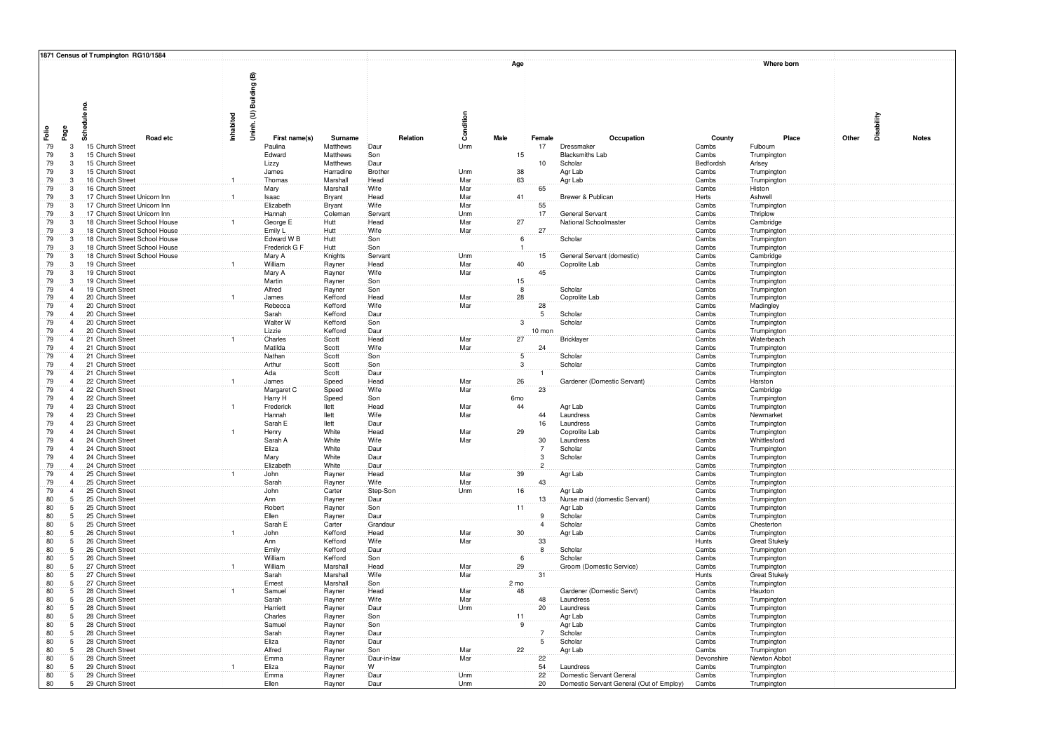**1871 Census of Trumpington RG10/1584**

| Folio | Page | Schedule no. | Road etc | Inhabited | Uninh. (U) Building (B) | First name(s) | Surname | Relation | Condition | Age Male | Age Female | Occupation | Where born County | Where born Place | Other | Disability | Notes |
|---|---|---|---|---|---|---|---|---|---|---|---|---|---|---|---|---|---|
| 79 | 3 | | 15 Church Street | | | Paulina | Matthews | Daur | Unm | | 17 | Dressmaker | Cambs | Fulbourn | | | |
| 79 | 3 | | 15 Church Street | | | Edward | Matthews | Son | | 15 | | Blacksmiths Lab | Cambs | Trumpington | | | |
| 79 | 3 | | 15 Church Street | | | Lizzy | Matthews | Daur | | | 10 | Scholar | Bedfordsh | Arlsey | | | |
| 79 | 3 | | 15 Church Street | | | James | Harradine | Brother | Unm | 38 | | Agr Lab | Cambs | Trumpington | | | |
| 79 | 3 | | 16 Church Street | 1 | | Thomas | Marshall | Head | Mar | 63 | | Agr Lab | Cambs | Trumpington | | | |
| 79 | 3 | | 16 Church Street | | | Mary | Marshall | Wife | Mar | | 65 | | Cambs | Histon | | | |
| 79 | 3 | | 17 Church Street Unicorn Inn | 1 | | Isaac | Bryant | Head | Mar | 41 | | Brewer & Publican | Herts | Ashwell | | | |
| 79 | 3 | | 17 Church Street Unicorn Inn | | | Elizabeth | Bryant | Wife | Mar | | 55 | | Cambs | Trumpington | | | |
| 79 | 3 | | 17 Church Street Unicorn Inn | | | Hannah | Coleman | Servant | Unm | | 17 | General Servant | Cambs | Thriplow | | | |
| 79 | 3 | | 18 Church Street School House | 1 | | George E | Hutt | Head | Mar | 27 | | National Schoolmaster | Cambs | Cambridge | | | |
| 79 | 3 | | 18 Church Street School House | | | Emily L | Hutt | Wife | Mar | | 27 | | Cambs | Trumpington | | | |
| 79 | 3 | | 18 Church Street School House | | | Edward W B | Hutt | Son | | 6 | | Scholar | Cambs | Trumpington | | | |
| 79 | 3 | | 18 Church Street School House | | | Frederick G F | Hutt | Son | | 1 | | | Cambs | Trumpington | | | |
| 79 | 3 | | 18 Church Street School House | | | Mary A | Knights | Servant | Unm | | 15 | General Servant (domestic) | Cambs | Cambridge | | | |
| 79 | 3 | | 19 Church Street | 1 | | William | Rayner | Head | Mar | 40 | | Coprolite Lab | Cambs | Trumpington | | | |
| 79 | 3 | | 19 Church Street | | | Mary A | Rayner | Wife | Mar | | 45 | | Cambs | Trumpington | | | |
| 79 | 3 | | 19 Church Street | | | Martin | Rayner | Son | | 15 | | | Cambs | Trumpington | | | |
| 79 | 4 | | 19 Church Street | | | Alfred | Rayner | Son | | 8 | | Scholar | Cambs | Trumpington | | | |
| 79 | 4 | | 20 Church Street | 1 | | James | Kefford | Head | Mar | 28 | | Coprolite Lab | Cambs | Trumpington | | | |
| 79 | 4 | | 20 Church Street | | | Rebecca | Kefford | Wife | Mar | | 28 | | Cambs | Madingley | | | |
| 79 | 4 | | 20 Church Street | | | Sarah | Kefford | Daur | | | 5 | Scholar | Cambs | Trumpington | | | |
| 79 | 4 | | 20 Church Street | | | Walter W | Kefford | Son | | 3 | | Scholar | Cambs | Trumpington | | | |
| 79 | 4 | | 20 Church Street | | | Lizzie | Kefford | Daur | | | 10 mon | | Cambs | Trumpington | | | |
| 79 | 4 | | 21 Church Street | 1 | | Charles | Scott | Head | Mar | 27 | | Bricklayer | Cambs | Waterbeach | | | |
| 79 | 4 | | 21 Church Street | | | Matilda | Scott | Wife | Mar | | 24 | | Cambs | Trumpington | | | |
| 79 | 4 | | 21 Church Street | | | Nathan | Scott | Son | | 5 | | Scholar | Cambs | Trumpington | | | |
| 79 | 4 | | 21 Church Street | | | Arthur | Scott | Son | | 3 | | Scholar | Cambs | Trumpington | | | |
| 79 | 4 | | 21 Church Street | | | Ada | Scott | Daur | | | 1 | | Cambs | Trumpington | | | |
| 79 | 4 | | 22 Church Street | 1 | | James | Speed | Head | Mar | 26 | | Gardener (Domestic Servant) | Cambs | Harston | | | |
| 79 | 4 | | 22 Church Street | | | Margaret C | Speed | Wife | Mar | | 23 | | Cambs | Cambridge | | | |
| 79 | 4 | | 22 Church Street | | | Harry H | Speed | Son | | 6mo | | | Cambs | Trumpington | | | |
| 79 | 4 | | 23 Church Street | 1 | | Frederick | Ilett | Head | Mar | 44 | | Agr Lab | Cambs | Trumpington | | | |
| 79 | 4 | | 23 Church Street | | | Hannah | Ilett | Wife | Mar | | 44 | Laundress | Cambs | Newmarket | | | |
| 79 | 4 | | 23 Church Street | | | Sarah E | Ilett | Daur | | | 16 | Laundress | Cambs | Trumpington | | | |
| 79 | 4 | | 24 Church Street | 1 | | Henry | White | Head | Mar | 29 | | Coprolite Lab | Cambs | Trumpington | | | |
| 79 | 4 | | 24 Church Street | | | Sarah A | White | Wife | Mar | | 30 | Laundress | Cambs | Whittlesford | | | |
| 79 | 4 | | 24 Church Street | | | Eliza | White | Daur | | | 7 | Scholar | Cambs | Trumpington | | | |
| 79 | 4 | | 24 Church Street | | | Mary | White | Daur | | | 3 | Scholar | Cambs | Trumpington | | | |
| 79 | 4 | | 24 Church Street | | | Elizabeth | White | Daur | | | 2 | | Cambs | Trumpington | | | |
| 79 | 4 | | 25 Church Street | 1 | | John | Rayner | Head | Mar | 39 | | Agr Lab | Cambs | Trumpington | | | |
| 79 | 4 | | 25 Church Street | | | Sarah | Rayner | Wife | Mar | | 43 | | Cambs | Trumpington | | | |
| 79 | 4 | | 25 Church Street | | | John | Carter | Step-Son | Unm | 16 | | Agr Lab | Cambs | Trumpington | | | |
| 80 | 5 | | 25 Church Street | | | Ann | Rayner | Daur | | | 13 | Nurse maid (domestic Servant) | Cambs | Trumpington | | | |
| 80 | 5 | | 25 Church Street | | | Robert | Rayner | Son | | 11 | | Agr Lab | Cambs | Trumpington | | | |
| 80 | 5 | | 25 Church Street | | | Ellen | Rayner | Daur | | | 9 | Scholar | Cambs | Trumpington | | | |
| 80 | 5 | | 25 Church Street | | | Sarah E | Carter | Grandaur | | | 4 | Scholar | Cambs | Chesterton | | | |
| 80 | 5 | | 26 Church Street | 1 | | John | Kefford | Head | Mar | 30 | | Agr Lab | Cambs | Trumpington | | | |
| 80 | 5 | | 26 Church Street | | | Ann | Kefford | Wife | Mar | | 33 | | Hunts | Great Stukely | | | |
| 80 | 5 | | 26 Church Street | | | Emily | Kefford | Daur | | | 8 | Scholar | Cambs | Trumpington | | | |
| 80 | 5 | | 26 Church Street | | | William | Kefford | Son | | 6 | | Scholar | Cambs | Trumpington | | | |
| 80 | 5 | | 27 Church Street | 1 | | William | Marshall | Head | Mar | 29 | | Groom (Domestic Service) | Cambs | Trumpington | | | |
| 80 | 5 | | 27 Church Street | | | Sarah | Marshall | Wife | Mar | | 31 | | Hunts | Great Stukely | | | |
| 80 | 5 | | 27 Church Street | | | Ernest | Marshall | Son | | 2 mo | | | Cambs | Trumpington | | | |
| 80 | 5 | | 28 Church Street | 1 | | Samuel | Rayner | Head | Mar | 48 | | Gardener (Domestic Servt) | Cambs | Hauxton | | | |
| 80 | 5 | | 28 Church Street | | | Sarah | Rayner | Wife | Mar | | 48 | Laundress | Cambs | Trumpington | | | |
| 80 | 5 | | 28 Church Street | | | Harriett | Rayner | Daur | Unm | | 20 | Laundress | Cambs | Trumpington | | | |
| 80 | 5 | | 28 Church Street | | | Charles | Rayner | Son | | 11 | | Agr Lab | Cambs | Trumpington | | | |
| 80 | 5 | | 28 Church Street | | | Samuel | Rayner | Son | | 9 | | Agr Lab | Cambs | Trumpington | | | |
| 80 | 5 | | 28 Church Street | | | Sarah | Rayner | Daur | | | 7 | Scholar | Cambs | Trumpington | | | |
| 80 | 5 | | 28 Church Street | | | Eliza | Rayner | Daur | | | 5 | Scholar | Cambs | Trumpington | | | |
| 80 | 5 | | 28 Church Street | | | Alfred | Rayner | Son | Mar | 22 | | Agr Lab | Cambs | Trumpington | | | |
| 80 | 5 | | 28 Church Street | | | Emma | Rayner | Daur-in-law | Mar | | 22 | | Devonshire | Newton Abbot | | | |
| 80 | 5 | | 29 Church Street | 1 | | Eliza | Rayner | W | | | 54 | Laundress | Cambs | Trumpington | | | |
| 80 | 5 | | 29 Church Street | | | Emma | Rayner | Daur | Unm | | 22 | Domestic Servant General | Cambs | Trumpington | | | |
| 80 | 5 | | 29 Church Street | | | Ellen | Rayner | Daur | Unm | | 20 | Domestic Servant General (Out of Employ) | Cambs | Trumpington | | | |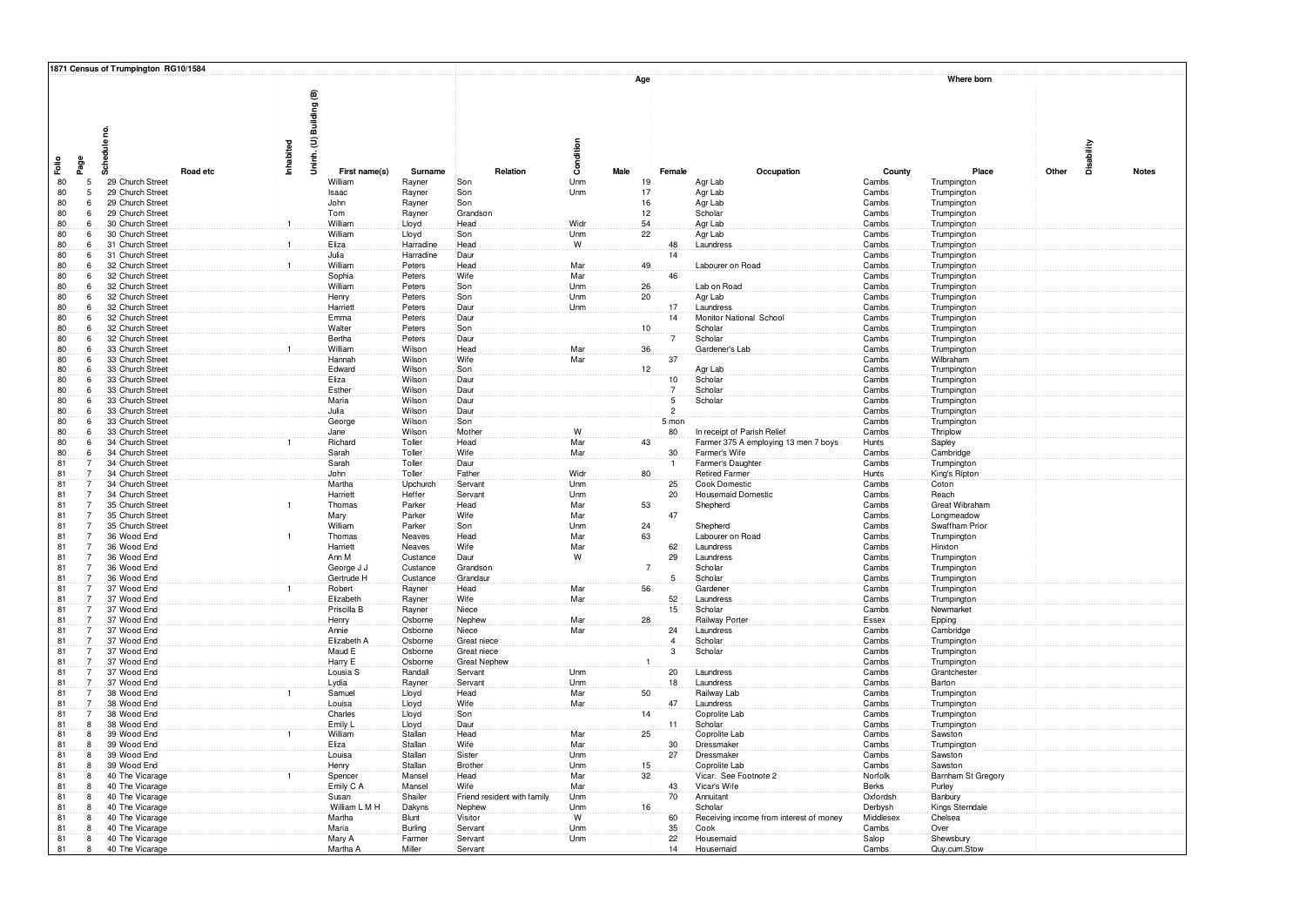**1871 Census of Trumpington RG10/1584**

| Folio | Page | Schedule no. | Road etc | Inhabited | Uninh. (U) Building (B) | First name(s) | Surname | Relation | Condition | Age Male | Age Female | Occupation | Where born County | Where born Place | Other | Disability | Notes |
|---|---|---|---|---|---|---|---|---|---|---|---|---|---|---|---|---|---|
| 80 | 5 | 29 | Church Street | | | William | Rayner | Son | Unm | 19 | | Agr Lab | Cambs | Trumpington | | | |
| 80 | 5 | 29 | Church Street | | | Isaac | Rayner | Son | Unm | 17 | | Agr Lab | Cambs | Trumpington | | | |
| 80 | 6 | 29 | Church Street | | | John | Rayner | Son | | 16 | | Agr Lab | Cambs | Trumpington | | | |
| 80 | 6 | 29 | Church Street | | | Tom | Rayner | Grandson | | 12 | | Scholar | Cambs | Trumpington | | | |
| 80 | 6 | 30 | Church Street | 1 | | William | Lloyd | Head | Widr | 54 | | Agr Lab | Cambs | Trumpington | | | |
| 80 | 6 | 30 | Church Street | | | William | Lloyd | Son | Unm | 22 | | Agr Lab | Cambs | Trumpington | | | |
| 80 | 6 | 31 | Church Street | 1 | | Eliza | Harradine | Head | W | | 48 | Laundress | Cambs | Trumpington | | | |
| 80 | 6 | 31 | Church Street | | | Julia | Harradine | Daur | | | 14 | | Cambs | Trumpington | | | |
| 80 | 6 | 32 | Church Street | 1 | | William | Peters | Head | Mar | 49 | | Labourer on Road | Cambs | Trumpington | | | |
| 80 | 6 | 32 | Church Street | | | Sophia | Peters | Wife | Mar | | 46 | | Cambs | Trumpington | | | |
| 80 | 6 | 32 | Church Street | | | William | Peters | Son | Unm | 26 | | Lab on Road | Cambs | Trumpington | | | |
| 80 | 6 | 32 | Church Street | | | Henry | Peters | Son | Unm | 20 | | Agr Lab | Cambs | Trumpington | | | |
| 80 | 6 | 32 | Church Street | | | Harriett | Peters | Daur | Unm | | 17 | Laundress | Cambs | Trumpington | | | |
| 80 | 6 | 32 | Church Street | | | Emma | Peters | Daur | | | 14 | Monitor National School | Cambs | Trumpington | | | |
| 80 | 6 | 32 | Church Street | | | Walter | Peters | Son | | 10 | | Scholar | Cambs | Trumpington | | | |
| 80 | 6 | 32 | Church Street | | | Bertha | Peters | Daur | | | 7 | Scholar | Cambs | Trumpington | | | |
| 80 | 6 | 33 | Church Street | 1 | | William | Wilson | Head | Mar | 36 | | Gardener's Lab | Cambs | Trumpington | | | |
| 80 | 6 | 33 | Church Street | | | Hannah | Wilson | Wife | Mar | | 37 | | Cambs | Wilbraham | | | |
| 80 | 6 | 33 | Church Street | | | Edward | Wilson | Son | | 12 | | Agr Lab | Cambs | Trumpington | | | |
| 80 | 6 | 33 | Church Street | | | Eliza | Wilson | Daur | | | 10 | Scholar | Cambs | Trumpington | | | |
| 80 | 6 | 33 | Church Street | | | Esther | Wilson | Daur | | | 7 | Scholar | Cambs | Trumpington | | | |
| 80 | 6 | 33 | Church Street | | | Maria | Wilson | Daur | | | 5 | Scholar | Cambs | Trumpington | | | |
| 80 | 6 | 33 | Church Street | | | Julia | Wilson | Daur | | | 2 | | Cambs | Trumpington | | | |
| 80 | 6 | 33 | Church Street | | | George | Wilson | Son | | | 5 mon | | Cambs | Trumpington | | | |
| 80 | 6 | 33 | Church Street | | | Jane | Wilson | Mother | W | | 80 | In receipt of Parish Relief | Cambs | Thriplow | | | |
| 80 | 6 | 34 | Church Street | 1 | | Richard | Toller | Head | Mar | 43 | | Farmer 375 A employing 13 men 7 boys | Hunts | Sapley | | | |
| 80 | 6 | 34 | Church Street | | | Sarah | Toller | Wife | Mar | | 30 | Farmer's Wife | Cambs | Cambridge | | | |
| 81 | 7 | 34 | Church Street | | | Sarah | Toller | Daur | | | 1 | Farmer's Daughter | Cambs | Trumpington | | | |
| 81 | 7 | 34 | Church Street | | | John | Toller | Father | Widr | 80 | | Retired Farmer | Hunts | King's Ripton | | | |
| 81 | 7 | 34 | Church Street | | | Martha | Upchurch | Servant | Unm | | 25 | Cook Domestic | Cambs | Coton | | | |
| 81 | 7 | 34 | Church Street | | | Harriett | Heffer | Servant | Unm | | 20 | Housemaid Domestic | Cambs | Reach | | | |
| 81 | 7 | 35 | Church Street | 1 | | Thomas | Parker | Head | Mar | 53 | | Shepherd | Cambs | Great Wibraham | | | |
| 81 | 7 | 35 | Church Street | | | Mary | Parker | Wife | Mar | | 47 | | Cambs | Longmeadow | | | |
| 81 | 7 | 35 | Church Street | | | William | Parker | Son | Unm | 24 | | Shepherd | Cambs | Swaffham Prior | | | |
| 81 | 7 | 36 | Wood End | 1 | | Thomas | Neaves | Head | Mar | 63 | | Labourer on Road | Cambs | Trumpington | | | |
| 81 | 7 | 36 | Wood End | | | Harriett | Neaves | Wife | Mar | | 62 | Laundress | Cambs | Hinxton | | | |
| 81 | 7 | 36 | Wood End | | | Ann M | Custance | Daur | W | | 29 | Laundress | Cambs | Trumpington | | | |
| 81 | 7 | 36 | Wood End | | | George J J | Custance | Grandson | | 7 | | Scholar | Cambs | Trumpington | | | |
| 81 | 7 | 36 | Wood End | | | Gertrude H | Custance | Grandaur | | | 5 | Scholar | Cambs | Trumpington | | | |
| 81 | 7 | 37 | Wood End | 1 | | Robert | Rayner | Head | Mar | 56 | | Gardener | Cambs | Trumpington | | | |
| 81 | 7 | 37 | Wood End | | | Elizabeth | Rayner | Wife | Mar | | 52 | Laundress | Cambs | Trumpington | | | |
| 81 | 7 | 37 | Wood End | | | Priscilla B | Rayner | Niece | | | 15 | Scholar | Cambs | Newmarket | | | |
| 81 | 7 | 37 | Wood End | | | Henry | Osborne | Nephew | Mar | 28 | | Railway Porter | Essex | Epping | | | |
| 81 | 7 | 37 | Wood End | | | Annie | Osborne | Niece | Mar | | 24 | Laundress | Cambs | Cambridge | | | |
| 81 | 7 | 37 | Wood End | | | Elizabeth A | Osborne | Great niece | | | 4 | Scholar | Cambs | Trumpington | | | |
| 81 | 7 | 37 | Wood End | | | Maud E | Osborne | Great niece | | | 3 | Scholar | Cambs | Trumpington | | | |
| 81 | 7 | 37 | Wood End | | | Harry E | Osborne | Great Nephew | | 1 | | | Cambs | Trumpington | | | |
| 81 | 7 | 37 | Wood End | | | Lousia S | Randall | Servant | Unm | | 20 | Laundress | Cambs | Grantchester | | | |
| 81 | 7 | 37 | Wood End | | | Lydia | Rayner | Servant | Unm | | 18 | Laundress | Cambs | Barton | | | |
| 81 | 7 | 38 | Wood End | 1 | | Samuel | Lloyd | Head | Mar | 50 | | Railway Lab | Cambs | Trumpington | | | |
| 81 | 7 | 38 | Wood End | | | Louisa | Lloyd | Wife | Mar | | 47 | Laundress | Cambs | Trumpington | | | |
| 81 | 7 | 38 | Wood End | | | Charles | Lloyd | Son | | 14 | | Coprolite Lab | Cambs | Trumpington | | | |
| 81 | 8 | 38 | Wood End | | | Emily L | Lloyd | Daur | | | 11 | Scholar | Cambs | Trumpington | | | |
| 81 | 8 | 39 | Wood End | 1 | | William | Stallan | Head | Mar | 25 | | Coprolite Lab | Cambs | Sawston | | | |
| 81 | 8 | 39 | Wood End | | | Eliza | Stallan | Wife | Mar | | 30 | Dressmaker | Cambs | Trumpington | | | |
| 81 | 8 | 39 | Wood End | | | Louisa | Stallan | Sister | Unm | | 27 | Dressmaker | Cambs | Sawston | | | |
| 81 | 8 | 39 | Wood End | | | Henry | Stallan | Brother | Unm | 15 | | Coprolite Lab | Cambs | Sawston | | | |
| 81 | 8 | 40 | The Vicarage | 1 | | Spencer | Mansel | Head | Mar | 32 | | Vicar. See Footnote 2 | Norfolk | Barnham St Gregory | | | |
| 81 | 8 | 40 | The Vicarage | | | Emily C A | Mansel | Wife | Mar | | 43 | Vicar's Wife | Berks | Purley | | | |
| 81 | 8 | 40 | The Vicarage | | | Susan | Shailer | Friend resident with family | Unm | | 70 | Annuitant | Oxfordsh | Banbury | | | |
| 81 | 8 | 40 | The Vicarage | | | William L M H | Dakyns | Nephew | Unm | 16 | | Scholar | Derbysh | Kings Sterndale | | | |
| 81 | 8 | 40 | The Vicarage | | | Martha | Blunt | Visitor | W | | 60 | Receiving income from interest of money | Middlesex | Chelsea | | | |
| 81 | 8 | 40 | The Vicarage | | | Maria | Burling | Servant | Unm | | 35 | Cook | Cambs | Over | | | |
| 81 | 8 | 40 | The Vicarage | | | Mary A | Farmer | Servant | Unm | | 22 | Housemaid | Salop | Shewsbury | | | |
| 81 | 8 | 40 | The Vicarage | | | Martha A | Miller | Servant | | | 14 | Housemaid | Cambs | Quy.cum.Stow | | | |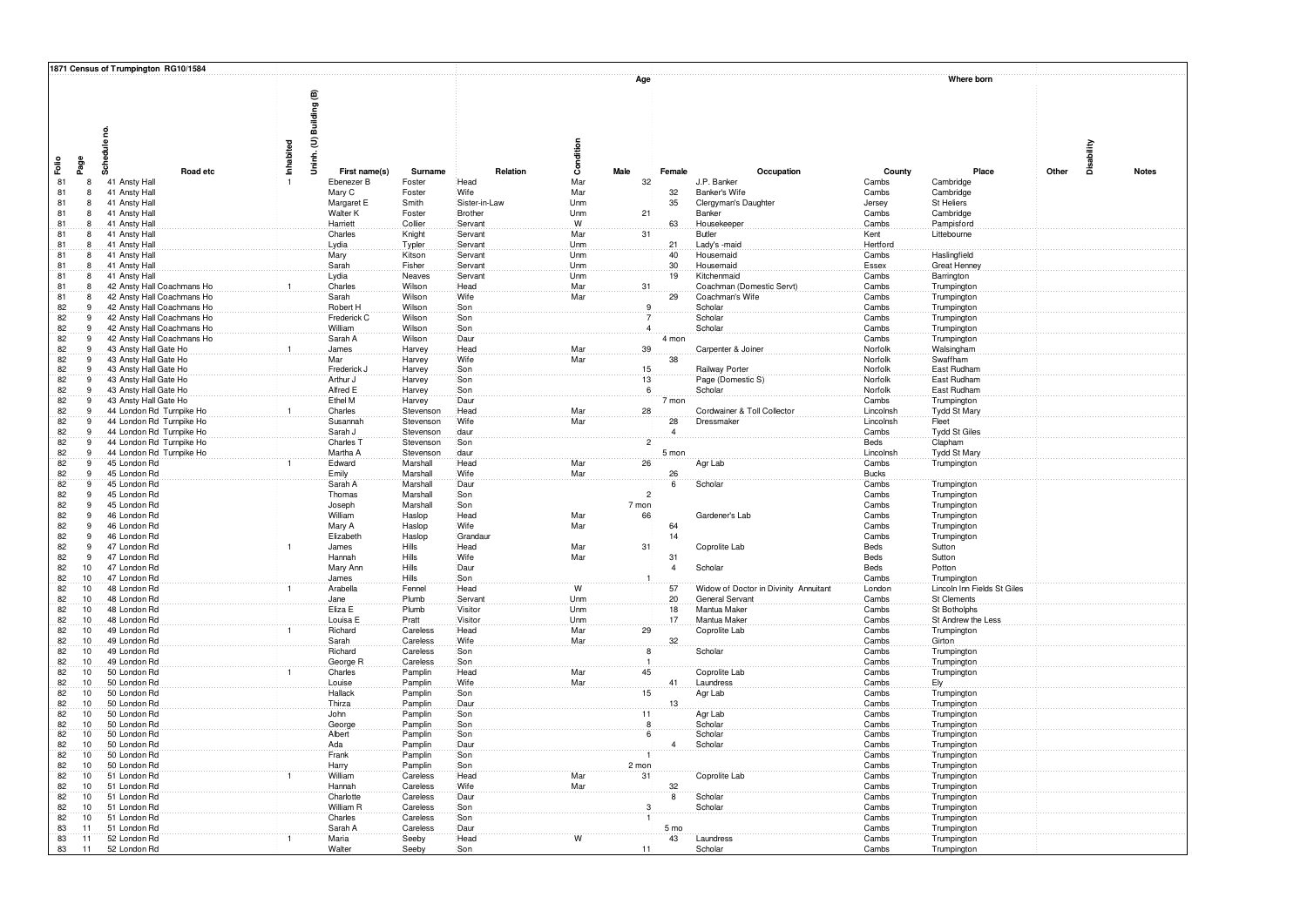## 1871 Census of Trumpington RG10/1584

| Folio | Page | Schedule no. | Road etc | Inhabited | Uninh. (U) Building (B) | First name(s) | Surname | Relation | Condition | Age Male | Age Female | Occupation | Where born County | Where born Place | Other | Disability | Notes |
|---|---|---|---|---|---|---|---|---|---|---|---|---|---|---|---|---|---|
| 81 | 8 | 41 | Ansty Hall | 1 | | Ebenezer B | Foster | Head | Mar | 32 | | J.P. Banker | Cambs | Cambridge | | | |
| 81 | 8 | 41 | Ansty Hall | | | Mary C | Foster | Wife | Mar | | 32 | Banker's Wife | Cambs | Cambridge | | | |
| 81 | 8 | 41 | Ansty Hall | | | Margaret E | Smith | Sister-in-Law | Unm | | 35 | Clergyman's Daughter | Jersey | St Heliers | | | |
| 81 | 8 | 41 | Ansty Hall | | | Walter K | Foster | Brother | Unm | 21 | | Banker | Cambs | Cambridge | | | |
| 81 | 8 | 41 | Ansty Hall | | | Harriett | Collier | Servant | W | | 63 | Housekeeper | Cambs | Pampisford | | | |
| 81 | 8 | 41 | Ansty Hall | | | Charles | Knight | Servant | Mar | 31 | | Butler | Kent | Littebourne | | | |
| 81 | 8 | 41 | Ansty Hall | | | Lydia | Typler | Servant | Unm | | 21 | Lady's -maid | Hertford | | | | |
| 81 | 8 | 41 | Ansty Hall | | | Mary | Kitson | Servant | Unm | | 40 | Housemaid | Cambs | Haslingfield | | | |
| 81 | 8 | 41 | Ansty Hall | | | Sarah | Fisher | Servant | Unm | | 30 | Housemaid | Essex | Great Henney | | | |
| 81 | 8 | 41 | Ansty Hall | | | Lydia | Neaves | Servant | Unm | | 19 | Kitchenmaid | Cambs | Barrington | | | |
| 81 | 8 | 42 | Ansty Hall Coachmans Ho | 1 | | Charles | Wilson | Head | Mar | 31 | | Coachman (Domestic Servt) | Cambs | Trumpington | | | |
| 81 | 8 | 42 | Ansty Hall Coachmans Ho | | | Sarah | Wilson | Wife | Mar | | 29 | Coachman's Wife | Cambs | Trumpington | | | |
| 82 | 9 | 42 | Ansty Hall Coachmans Ho | | | Robert H | Wilson | Son | | 9 | | Scholar | Cambs | Trumpington | | | |
| 82 | 9 | 42 | Ansty Hall Coachmans Ho | | | Frederick C | Wilson | Son | | 7 | | Scholar | Cambs | Trumpington | | | |
| 82 | 9 | 42 | Ansty Hall Coachmans Ho | | | William | Wilson | Son | | 4 | | Scholar | Cambs | Trumpington | | | |
| 82 | 9 | 42 | Ansty Hall Coachmans Ho | | | Sarah A | Wilson | Daur | | | 4 mon | | Cambs | Trumpington | | | |
| 82 | 9 | 43 | Ansty Hall Gate Ho | 1 | | James | Harvey | Head | Mar | 39 | | Carpenter & Joiner | Norfolk | Walsingham | | | |
| 82 | 9 | 43 | Ansty Hall Gate Ho | | | Mar | Harvey | Wife | Mar | | 38 | | Norfolk | Swaffham | | | |
| 82 | 9 | 43 | Ansty Hall Gate Ho | | | Frederick J | Harvey | Son | | 15 | | Railway Porter | Norfolk | East Rudham | | | |
| 82 | 9 | 43 | Ansty Hall Gate Ho | | | Arthur J | Harvey | Son | | 13 | | Page (Domestic S) | Norfolk | East Rudham | | | |
| 82 | 9 | 43 | Ansty Hall Gate Ho | | | Alfred E | Harvey | Son | | 6 | | Scholar | Norfolk | East Rudham | | | |
| 82 | 9 | 43 | Ansty Hall Gate Ho | | | Ethel M | Harvey | Daur | | | 7 mon | | Cambs | Trumpington | | | |
| 82 | 9 | 44 | London Rd Turnpike Ho | 1 | | Charles | Stevenson | Head | Mar | 28 | | Cordwainer & Toll Collector | Lincolnsh | Tydd St Mary | | | |
| 82 | 9 | 44 | London Rd Turnpike Ho | | | Susannah | Stevenson | Wife | Mar | | 28 | Dressmaker | Lincolnsh | Fleet | | | |
| 82 | 9 | 44 | London Rd Turnpike Ho | | | Sarah J | Stevenson | daur | | | 4 | | Cambs | Tydd St Giles | | | |
| 82 | 9 | 44 | London Rd Turnpike Ho | | | Charles T | Stevenson | Son | | 2 | | | Beds | Clapham | | | |
| 82 | 9 | 44 | London Rd Turnpike Ho | | | Martha A | Stevenson | daur | | | 5 mon | | Lincolnsh | Tydd St Mary | | | |
| 82 | 9 | 45 | London Rd | 1 | | Edward | Marshall | Head | Mar | 26 | | Agr Lab | Cambs | Trumpington | | | |
| 82 | 9 | 45 | London Rd | | | Emily | Marshall | Wife | Mar | | 26 | | Bucks | | | | |
| 82 | 9 | 45 | London Rd | | | Sarah A | Marshall | Daur | | | 6 | Scholar | Cambs | Trumpington | | | |
| 82 | 9 | 45 | London Rd | | | Thomas | Marshall | Son | | 2 | | | Cambs | Trumpington | | | |
| 82 | 9 | 45 | London Rd | | | Joseph | Marshall | Son | | 7 mon | | | Cambs | Trumpington | | | |
| 82 | 9 | 46 | London Rd | | | William | Haslop | Head | Mar | 66 | | Gardener's Lab | Cambs | Trumpington | | | |
| 82 | 9 | 46 | London Rd | | | Mary A | Haslop | Wife | Mar | | 64 | | Cambs | Trumpington | | | |
| 82 | 9 | 46 | London Rd | | | Elizabeth | Haslop | Grandaur | | | 14 | | Cambs | Trumpington | | | |
| 82 | 9 | 47 | London Rd | 1 | | James | Hills | Head | Mar | 31 | | Coprolite Lab | Beds | Sutton | | | |
| 82 | 9 | 47 | London Rd | | | Hannah | Hills | Wife | Mar | | 31 | | Beds | Sutton | | | |
| 82 | 10 | 47 | London Rd | | | Mary Ann | Hills | Daur | | | 4 | Scholar | Beds | Potton | | | |
| 82 | 10 | 47 | London Rd | | | James | Hills | Son | | 1 | | | Cambs | Trumpington | | | |
| 82 | 10 | 48 | London Rd | 1 | | Arabella | Fennel | Head | W | | 57 | Widow of Doctor in Divinity Annuitant | London | Lincoln Inn Fields St Giles | | | |
| 82 | 10 | 48 | London Rd | | | Jane | Plumb | Servant | Unm | | 20 | General Servant | Cambs | St Clements | | | |
| 82 | 10 | 48 | London Rd | | | Eliza E | Plumb | Visitor | Unm | | 18 | Mantua Maker | Cambs | St Botholphs | | | |
| 82 | 10 | 48 | London Rd | | | Louisa E | Pratt | Visitor | Unm | | 17 | Mantua Maker | Cambs | St Andrew the Less | | | |
| 82 | 10 | 49 | London Rd | 1 | | Richard | Careless | Head | Mar | 29 | | Coprolite Lab | Cambs | Trumpington | | | |
| 82 | 10 | 49 | London Rd | | | Sarah | Careless | Wife | Mar | | 32 | | Cambs | Girton | | | |
| 82 | 10 | 49 | London Rd | | | Richard | Careless | Son | | 8 | | Scholar | Cambs | Trumpington | | | |
| 82 | 10 | 49 | London Rd | | | George R | Careless | Son | | 1 | | | Cambs | Trumpington | | | |
| 82 | 10 | 50 | London Rd | 1 | | Charles | Pamplin | Head | Mar | 45 | | Coprolite Lab | Cambs | Trumpington | | | |
| 82 | 10 | 50 | London Rd | | | Louise | Pamplin | Wife | Mar | | 41 | Laundress | Cambs | Ely | | | |
| 82 | 10 | 50 | London Rd | | | Hallack | Pamplin | Son | | 15 | | Agr Lab | Cambs | Trumpington | | | |
| 82 | 10 | 50 | London Rd | | | Thirza | Pamplin | Daur | | | 13 | | Cambs | Trumpington | | | |
| 82 | 10 | 50 | London Rd | | | John | Pamplin | Son | | 11 | | Agr Lab | Cambs | Trumpington | | | |
| 82 | 10 | 50 | London Rd | | | George | Pamplin | Son | | 8 | | Scholar | Cambs | Trumpington | | | |
| 82 | 10 | 50 | London Rd | | | Albert | Pamplin | Son | | 6 | | Scholar | Cambs | Trumpington | | | |
| 82 | 10 | 50 | London Rd | | | Ada | Pamplin | Daur | | | 4 | Scholar | Cambs | Trumpington | | | |
| 82 | 10 | 50 | London Rd | | | Frank | Pamplin | Son | | 1 | | | Cambs | Trumpington | | | |
| 82 | 10 | 50 | London Rd | | | Harry | Pamplin | Son | | 2 mon | | | Cambs | Trumpington | | | |
| 82 | 10 | 51 | London Rd | 1 | | William | Careless | Head | Mar | 31 | | Coprolite Lab | Cambs | Trumpington | | | |
| 82 | 10 | 51 | London Rd | | | Hannah | Careless | Wife | Mar | | 32 | | Cambs | Trumpington | | | |
| 82 | 10 | 51 | London Rd | | | Charlotte | Careless | Daur | | | 8 | Scholar | Cambs | Trumpington | | | |
| 82 | 10 | 51 | London Rd | | | William R | Careless | Son | | 3 | | Scholar | Cambs | Trumpington | | | |
| 82 | 10 | 51 | London Rd | | | Charles | Careless | Son | | 1 | | | Cambs | Trumpington | | | |
| 83 | 11 | 51 | London Rd | | | Sarah A | Careless | Daur | | | 5 mo | | Cambs | Trumpington | | | |
| 83 | 11 | 52 | London Rd | 1 | | Maria | Seeby | Head | W | | 43 | Laundress | Cambs | Trumpington | | | |
| 83 | 11 | 52 | London Rd | | | Walter | Seeby | Son | | 11 | | Scholar | Cambs | Trumpington | | | |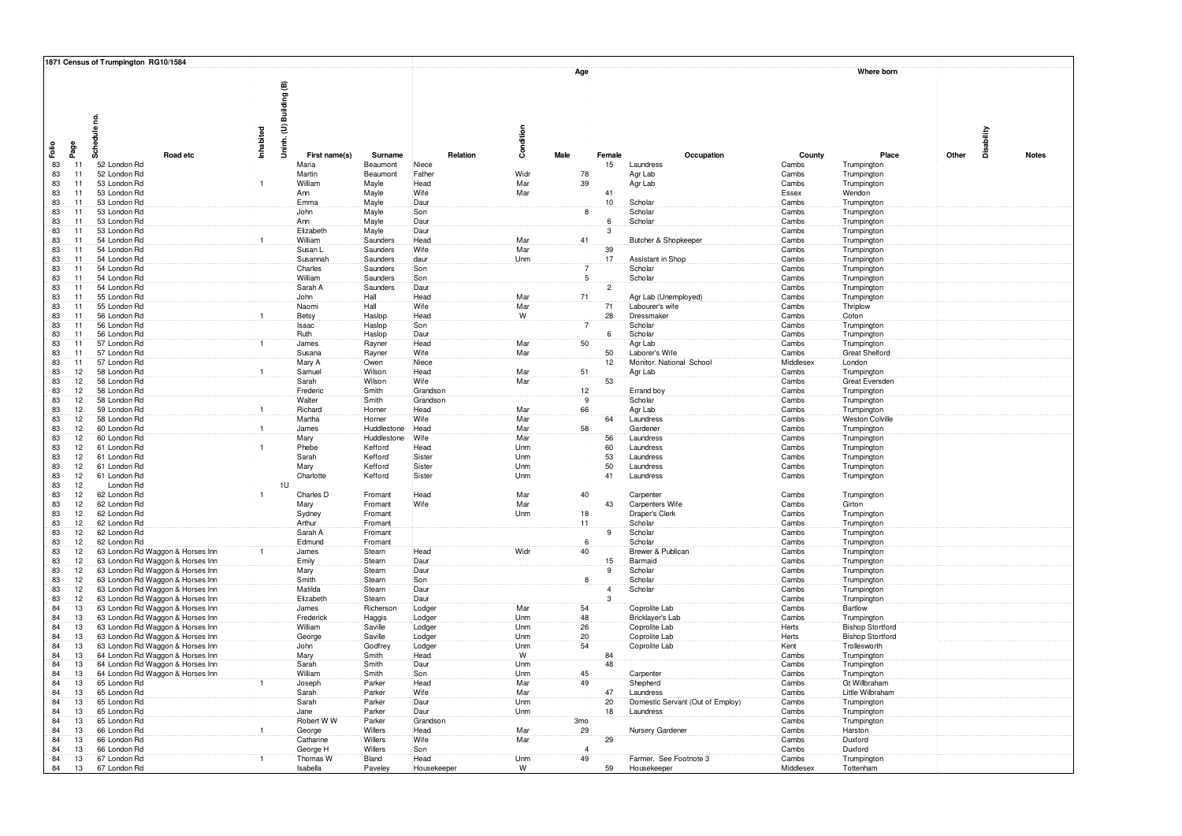## 1871 Census of Trumpington RG10/1584

| Folio | Page | Schedule no. | Road etc | Inhabited | Uninh. (U) Building (B) | First name(s) | Surname | Relation | Condition | Age Male | Age Female | Occupation | Where born County | Where born Place | Other | Disability | Notes |
|---|---|---|---|---|---|---|---|---|---|---|---|---|---|---|---|---|---|
| 83 | 11 | | 52 London Rd | | | Maria | Beaumont | Niece | | | 15 | Laundress | Cambs | Trumpington | | | |
| 83 | 11 | | 52 London Rd | | | Martin | Beaumont | Father | Widr | 78 | | Agr Lab | Cambs | Trumpington | | | |
| 83 | 11 | | 53 London Rd | 1 | | William | Mayle | Head | Mar | 39 | | Agr Lab | Cambs | Trumpington | | | |
| 83 | 11 | | 53 London Rd | | | Ann | Mayle | Wife | Mar | | 41 | | Essex | Wendon | | | |
| 83 | 11 | | 53 London Rd | | | Emma | Mayle | Daur | | | 10 | Scholar | Cambs | Trumpington | | | |
| 83 | 11 | | 53 London Rd | | | John | Mayle | Son | | 8 | | Scholar | Cambs | Trumpington | | | |
| 83 | 11 | | 53 London Rd | | | Ann | Mayle | Daur | | | 6 | Scholar | Cambs | Trumpington | | | |
| 83 | 11 | | 53 London Rd | | | Elizabeth | Mayle | Daur | | | 3 | | Cambs | Trumpington | | | |
| 83 | 11 | | 54 London Rd | 1 | | William | Saunders | Head | Mar | 41 | | Butcher & Shopkeeper | Cambs | Trumpington | | | |
| 83 | 11 | | 54 London Rd | | | Susan L | Saunders | Wife | Mar | | 39 | | Cambs | Trumpington | | | |
| 83 | 11 | | 54 London Rd | | | Susannah | Saunders | daur | Unm | | 17 | Assistant in Shop | Cambs | Trumpington | | | |
| 83 | 11 | | 54 London Rd | | | Charles | Saunders | Son | | 7 | | Scholar | Cambs | Trumpington | | | |
| 83 | 11 | | 54 London Rd | | | William | Saunders | Son | | 5 | | Scholar | Cambs | Trumpington | | | |
| 83 | 11 | | 54 London Rd | | | Sarah A | Saunders | Daur | | | 2 | | Cambs | Trumpington | | | |
| 83 | 11 | | 55 London Rd | | | John | Hall | Head | Mar | 71 | | Agr Lab (Unemployed) | Cambs | Trumpington | | | |
| 83 | 11 | | 55 London Rd | | | Naomi | Hall | Wife | Mar | | 71 | Labourer's wife | Cambs | Thriplow | | | |
| 83 | 11 | | 56 London Rd | 1 | | Betsy | Haslop | Head | W | | 28 | Dressmaker | Cambs | Coton | | | |
| 83 | 11 | | 56 London Rd | | | Isaac | Haslop | Son | | 7 | | Scholar | Cambs | Trumpington | | | |
| 83 | 11 | | 56 London Rd | | | Ruth | Haslop | Daur | | | 6 | Scholar | Cambs | Trumpington | | | |
| 83 | 11 | | 57 London Rd | 1 | | James | Rayner | Head | Mar | 50 | | Agr Lab | Cambs | Trumpington | | | |
| 83 | 11 | | 57 London Rd | | | Susana | Rayner | Wife | Mar | | 50 | Laborer's Wife | Cambs | Great Shelford | | | |
| 83 | 11 | | 57 London Rd | | | Mary A | Owen | Niece | | | 12 | Monitor. National School | Middlesex | London | | | |
| 83 | 12 | | 58 London Rd | 1 | | Samuel | Wilson | Head | Mar | 51 | | Agr Lab | Cambs | Trumpington | | | |
| 83 | 12 | | 58 London Rd | | | Sarah | Wilson | Wife | Mar | | 53 | | Cambs | Great Eversden | | | |
| 83 | 12 | | 58 London Rd | | | Frederic | Smith | Grandson | | 12 | | Errand boy | Cambs | Trumpington | | | |
| 83 | 12 | | 58 London Rd | | | Walter | Smith | Grandson | | 9 | | Scholar | Cambs | Trumpington | | | |
| 83 | 12 | | 59 London Rd | 1 | | Richard | Horner | Head | Mar | 66 | | Agr Lab | Cambs | Trumpington | | | |
| 83 | 12 | | 58 London Rd | | | Martha | Horner | Wife | Mar | | 64 | Laundress | Cambs | Weston Colville | | | |
| 83 | 12 | | 60 London Rd | 1 | | James | Huddlestone | Head | Mar | 58 | | Gardener | Cambs | Trumpington | | | |
| 83 | 12 | | 60 London Rd | | | Mary | Huddlestone | Wife | Mar | | 56 | Laundress | Cambs | Trumpington | | | |
| 83 | 12 | | 61 London Rd | 1 | | Phebe | Kefford | Head | Unm | | 60 | Laundress | Cambs | Trumpington | | | |
| 83 | 12 | | 61 London Rd | | | Sarah | Kefford | Sister | Unm | | 53 | Laundress | Cambs | Trumpington | | | |
| 83 | 12 | | 61 London Rd | | | Mary | Kefford | Sister | Unm | | 50 | Laundress | Cambs | Trumpington | | | |
| 83 | 12 | | 61 London Rd | | | Charlotte | Kefford | Sister | Unm | | 41 | Laundress | Cambs | Trumpington | | | |
| 83 | 12 | | London Rd | | 1U | | | | | | | | | | | | |
| 83 | 12 | | 62 London Rd | 1 | | Charles D | Fromant | Head | Mar | 40 | | Carpenter | Cambs | Trumpington | | | |
| 83 | 12 | | 62 London Rd | | | Mary | Fromant | Wife | Mar | | 43 | Carpenters Wife | Cambs | Girton | | | |
| 83 | 12 | | 62 London Rd | | | Sydney | Fromant | | Unm | 18 | | Draper's Clerk | Cambs | Trumpington | | | |
| 83 | 12 | | 62 London Rd | | | Arthur | Fromant | | | 11 | | Scholar | Cambs | Trumpington | | | |
| 83 | 12 | | 62 London Rd | | | Sarah A | Fromant | | | | 9 | Scholar | Cambs | Trumpington | | | |
| 83 | 12 | | 62 London Rd | | | Edmund | Fromant | | | 6 | | Scholar | Cambs | Trumpington | | | |
| 83 | 12 | | 63 London Rd Waggon & Horses Inn | 1 | | James | Stearn | Head | Widr | 40 | | Brewer & Publican | Cambs | Trumpington | | | |
| 83 | 12 | | 63 London Rd Waggon & Horses Inn | | | Emily | Stearn | Daur | | | 15 | Barmaid | Cambs | Trumpington | | | |
| 83 | 12 | | 63 London Rd Waggon & Horses Inn | | | Mary | Stearn | Daur | | | 9 | Scholar | Cambs | Trumpington | | | |
| 83 | 12 | | 63 London Rd Waggon & Horses Inn | | | Smith | Stearn | Son | | 8 | | Scholar | Cambs | Trumpington | | | |
| 83 | 12 | | 63 London Rd Waggon & Horses Inn | | | Matilda | Stearn | Daur | | | 4 | Scholar | Cambs | Trumpington | | | |
| 83 | 12 | | 63 London Rd Waggon & Horses Inn | | | Elizabeth | Stearn | Daur | | | 3 | | Cambs | Trumpington | | | |
| 84 | 13 | | 63 London Rd Waggon & Horses Inn | | | James | Richerson | Lodger | Mar | 54 | | Coprolite Lab | Cambs | Bartlow | | | |
| 84 | 13 | | 63 London Rd Waggon & Horses Inn | | | Frederick | Haggis | Lodger | Unm | 48 | | Bricklayer's Lab | Cambs | Trumpington | | | |
| 84 | 13 | | 63 London Rd Waggon & Horses Inn | | | William | Saville | Lodger | Unm | 26 | | Coprolite Lab | Herts | Bishop Stortford | | | |
| 84 | 13 | | 63 London Rd Waggon & Horses Inn | | | George | Saville | Lodger | Unm | 20 | | Coprolite Lab | Herts | Bishop Stortford | | | |
| 84 | 13 | | 63 London Rd Waggon & Horses Inn | | | John | Godfrey | Lodger | Unm | 54 | | Coprolite Lab | Kent | Trollesworth | | | |
| 84 | 13 | | 64 London Rd Waggon & Horses Inn | | | Mary | Smith | Head | W | | 84 | | Cambs | Trumpington | | | |
| 84 | 13 | | 64 London Rd Waggon & Horses Inn | | | Sarah | Smith | Daur | Unm | | 48 | | Cambs | Trumpington | | | |
| 84 | 13 | | 64 London Rd Waggon & Horses Inn | | | William | Smith | Son | Unm | 45 | | Carpenter | Cambs | Trumpington | | | |
| 84 | 13 | | 65 London Rd | 1 | | Joseph | Parker | Head | Mar | 49 | | Shepherd | Cambs | Gt Willbraham | | | |
| 84 | 13 | | 65 London Rd | | | Sarah | Parker | Wife | Mar | | 47 | Laundress | Cambs | Little Wilbraham | | | |
| 84 | 13 | | 65 London Rd | | | Sarah | Parker | Daur | Unm | | 20 | Domestic Servant (Out of Employ) | Cambs | Trumpington | | | |
| 84 | 13 | | 65 London Rd | | | Jane | Parker | Daur | Unm | | 18 | Laundress | Cambs | Trumpington | | | |
| 84 | 13 | | 65 London Rd | | | Robert W W | Parker | Grandson | | 3mo | | | Cambs | Trumpington | | | |
| 84 | 13 | | 66 London Rd | 1 | | George | Willers | Head | Mar | 29 | | Nursery Gardener | Cambs | Harston | | | |
| 84 | 13 | | 66 London Rd | | | Catharine | Willers | Wife | Mar | | 29 | | Cambs | Duxford | | | |
| 84 | 13 | | 66 London Rd | | | George H | Willers | Son | | 4 | | | Cambs | Duxford | | | |
| 84 | 13 | | 67 London Rd | 1 | | Thomas W | Bland | Head | Unm | 49 | | Farmer. See Footnote 3 | Cambs | Trumpington | | | |
| 84 | 13 | | 67 London Rd | | | Isabella | Paveley | Housekeeper | W | | 59 | Housekeeper | Middlesex | Tottenham | | | |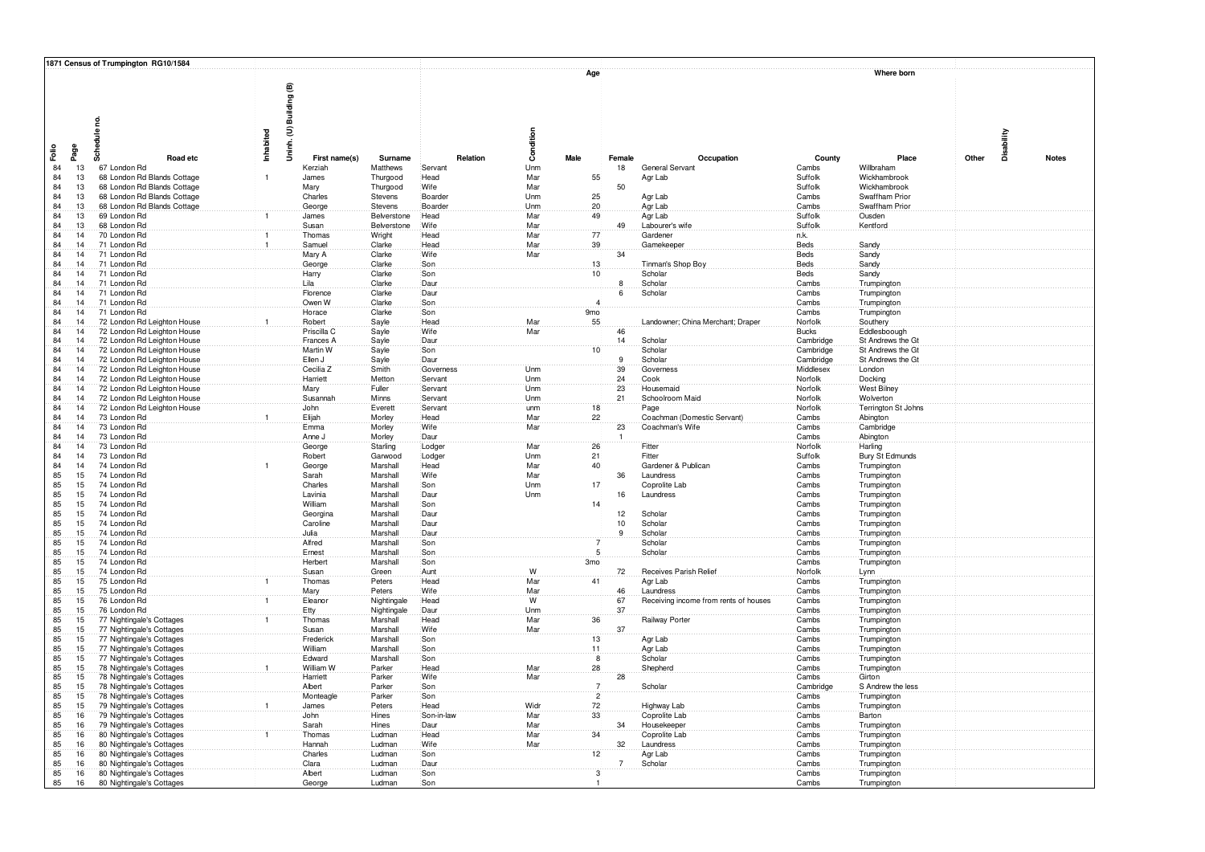## 1871 Census of Trumpington RG10/1584

| Folio | Page | Schedule no. | Road etc | Inhabited | Uninh. (U) Building (B) | First name(s) | Surname | Relation | Condition | Age Male | Age Female | Occupation | Where born County | Where born Place | Other | Disability | Notes |
|---|---|---|---|---|---|---|---|---|---|---|---|---|---|---|---|---|---|
| 84 | 13 | 67 | London Rd | | | Kerziah | Matthews | Servant | Unm | | 18 | General Servant | Cambs | Wilbraham | | | |
| 84 | 13 | 68 | London Rd Blands Cottage | 1 | | James | Thurgood | Head | Mar | 55 | | Agr Lab | Suffolk | Wickhambrook | | | |
| 84 | 13 | 68 | London Rd Blands Cottage | | | Mary | Thurgood | Wife | Mar | | 50 | | Suffolk | Wickhambrook | | | |
| 84 | 13 | 68 | London Rd Blands Cottage | | | Charles | Stevens | Boarder | Unm | 25 | | Agr Lab | Cambs | Swaffham Prior | | | |
| 84 | 13 | 68 | London Rd Blands Cottage | | | George | Stevens | Boarder | Unm | 20 | | Agr Lab | Cambs | Swaffham Prior | | | |
| 84 | 13 | 69 | London Rd | 1 | | James | Belverstone | Head | Mar | 49 | | Agr Lab | Suffolk | Ousden | | | |
| 84 | 13 | 68 | London Rd | | | Susan | Belverstone | Wife | Mar | | 49 | Labourer's wife | Suffolk | Kentford | | | |
| 84 | 14 | 70 | London Rd | 1 | | Thomas | Wright | Head | Mar | 77 | | Gardener | n.k. | | | | |
| 84 | 14 | 71 | London Rd | 1 | | Samuel | Clarke | Head | Mar | 39 | | Gamekeeper | Beds | Sandy | | | |
| 84 | 14 | 71 | London Rd | | | Mary A | Clarke | Wife | Mar | | 34 | | Beds | Sandy | | | |
| 84 | 14 | 71 | London Rd | | | George | Clarke | Son | | 13 | | Tinman's Shop Boy | Beds | Sandy | | | |
| 84 | 14 | 71 | London Rd | | | Harry | Clarke | Son | | 10 | | Scholar | Beds | Sandy | | | |
| 84 | 14 | 71 | London Rd | | | Lila | Clarke | Daur | | | 8 | Scholar | Cambs | Trumpington | | | |
| 84 | 14 | 71 | London Rd | | | Florence | Clarke | Daur | | | 6 | Scholar | Cambs | Trumpington | | | |
| 84 | 14 | 71 | London Rd | | | Owen W | Clarke | Son | | 4 | | | Cambs | Trumpington | | | |
| 84 | 14 | 71 | London Rd | | | Horace | Clarke | Son | | 9mo | | | Cambs | Trumpington | | | |
| 84 | 14 | 72 | London Rd Leighton House | 1 | | Robert | Sayle | Head | Mar | 55 | | Landowner; China Merchant; Draper | Norfolk | Southery | | | |
| 84 | 14 | 72 | London Rd Leighton House | | | Priscilla C | Sayle | Wife | Mar | | 46 | | Bucks | Eddlesboough | | | |
| 84 | 14 | 72 | London Rd Leighton House | | | Frances A | Sayle | Daur | | | 14 | Scholar | Cambridge | St Andrews the Gt | | | |
| 84 | 14 | 72 | London Rd Leighton House | | | Martin W | Sayle | Son | | 10 | | Scholar | Cambridge | St Andrews the Gt | | | |
| 84 | 14 | 72 | London Rd Leighton House | | | Ellen J | Sayle | Daur | | | 9 | Scholar | Cambridge | St Andrews the Gt | | | |
| 84 | 14 | 72 | London Rd Leighton House | | | Cecilia Z | Smith | Governess | Unm | | 39 | Governess | Middlesex | London | | | |
| 84 | 14 | 72 | London Rd Leighton House | | | Harriett | Metton | Servant | Unm | | 24 | Cook | Norfolk | Docking | | | |
| 84 | 14 | 72 | London Rd Leighton House | | | Mary | Fuller | Servant | Unm | | 23 | Housemaid | Norfolk | West Bilney | | | |
| 84 | 14 | 72 | London Rd Leighton House | | | Susannah | Minns | Servant | Unm | | 21 | Schoolroom Maid | Norfolk | Wolverton | | | |
| 84 | 14 | 72 | London Rd Leighton House | | | John | Everett | Servant | unm | 18 | | Page | Norfolk | Terrington St Johns | | | |
| 84 | 14 | 73 | London Rd | 1 | | Elijah | Morley | Head | Mar | 22 | | Coachman (Domestic Servant) | Cambs | Abington | | | |
| 84 | 14 | 73 | London Rd | | | Emma | Morley | Wife | Mar | | 23 | Coachman's Wife | Cambs | Cambridge | | | |
| 84 | 14 | 73 | London Rd | | | Anne J | Morley | Daur | | | 1 | | Cambs | Abington | | | |
| 84 | 14 | 73 | London Rd | | | George | Starling | Lodger | Mar | 26 | | Fitter | Norfolk | Harling | | | |
| 84 | 14 | 73 | London Rd | | | Robert | Garwood | Lodger | Unm | 21 | | Fitter | Suffolk | Bury St Edmunds | | | |
| 84 | 14 | 74 | London Rd | 1 | | George | Marshall | Head | Mar | 40 | | Gardener & Publican | Cambs | Trumpington | | | |
| 85 | 15 | 74 | London Rd | | | Sarah | Marshall | Wife | Mar | | 36 | Laundress | Cambs | Trumpington | | | |
| 85 | 15 | 74 | London Rd | | | Charles | Marshall | Son | Unm | 17 | | Coprolite Lab | Cambs | Trumpington | | | |
| 85 | 15 | 74 | London Rd | | | Lavinia | Marshall | Daur | Unm | | 16 | Laundress | Cambs | Trumpington | | | |
| 85 | 15 | 74 | London Rd | | | William | Marshall | Son | | 14 | | | Cambs | Trumpington | | | |
| 85 | 15 | 74 | London Rd | | | Georgina | Marshall | Daur | | | 12 | Scholar | Cambs | Trumpington | | | |
| 85 | 15 | 74 | London Rd | | | Caroline | Marshall | Daur | | | 10 | Scholar | Cambs | Trumpington | | | |
| 85 | 15 | 74 | London Rd | | | Julia | Marshall | Daur | | | 9 | Scholar | Cambs | Trumpington | | | |
| 85 | 15 | 74 | London Rd | | | Alfred | Marshall | Son | | 7 | | Scholar | Cambs | Trumpington | | | |
| 85 | 15 | 74 | London Rd | | | Ernest | Marshall | Son | | 5 | | Scholar | Cambs | Trumpington | | | |
| 85 | 15 | 74 | London Rd | | | Herbert | Marshall | Son | | 3mo | | | Cambs | Trumpington | | | |
| 85 | 15 | 74 | London Rd | | | Susan | Green | Aunt | W | | 72 | Receives Parish Relief | Norfolk | Lynn | | | |
| 85 | 15 | 75 | London Rd | 1 | | Thomas | Peters | Head | Mar | 41 | | Agr Lab | Cambs | Trumpington | | | |
| 85 | 15 | 75 | London Rd | | | Mary | Peters | Wife | Mar | | 46 | Laundress | Cambs | Trumpington | | | |
| 85 | 15 | 76 | London Rd | 1 | | Eleanor | Nightingale | Head | W | | 67 | Receiving income from rents of houses | Cambs | Trumpington | | | |
| 85 | 15 | 76 | London Rd | | | Etty | Nightingale | Daur | Unm | | 37 | | Cambs | Trumpington | | | |
| 85 | 15 | 77 | Nightingale's Cottages | 1 | | Thomas | Marshall | Head | Mar | 36 | | Railway Porter | Cambs | Trumpington | | | |
| 85 | 15 | 77 | Nightingale's Cottages | | | Susan | Marshall | Wife | Mar | | 37 | | Cambs | Trumpington | | | |
| 85 | 15 | 77 | Nightingale's Cottages | | | Frederick | Marshall | Son | | 13 | | Agr Lab | Cambs | Trumpington | | | |
| 85 | 15 | 77 | Nightingale's Cottages | | | William | Marshall | Son | | 11 | | Agr Lab | Cambs | Trumpington | | | |
| 85 | 15 | 77 | Nightingale's Cottages | | | Edward | Marshall | Son | | 8 | | Scholar | Cambs | Trumpington | | | |
| 85 | 15 | 78 | Nightingale's Cottages | 1 | | William W | Parker | Head | Mar | 28 | | Shepherd | Cambs | Trumpington | | | |
| 85 | 15 | 78 | Nightingale's Cottages | | | Harriett | Parker | Wife | Mar | | 28 | | Cambs | Girton | | | |
| 85 | 15 | 78 | Nightingale's Cottages | | | Albert | Parker | Son | | 7 | | Scholar | Cambridge | S Andrew the less | | | |
| 85 | 15 | 78 | Nightingale's Cottages | | | Monteagle | Parker | Son | | 2 | | | Cambs | Trumpington | | | |
| 85 | 15 | 79 | Nightingale's Cottages | 1 | | James | Peters | Head | Widr | 72 | | Highway Lab | Cambs | Trumpington | | | |
| 85 | 16 | 79 | Nightingale's Cottages | | | John | Hines | Son-in-law | Mar | 33 | | Coprolite Lab | Cambs | Barton | | | |
| 85 | 16 | 79 | Nightingale's Cottages | | | Sarah | Hines | Daur | Mar | | 34 | Housekeeper | Cambs | Trumpington | | | |
| 85 | 16 | 80 | Nightingale's Cottages | 1 | | Thomas | Ludman | Head | Mar | 34 | | Coprolite Lab | Cambs | Trumpington | | | |
| 85 | 16 | 80 | Nightingale's Cottages | | | Hannah | Ludman | Wife | Mar | | 32 | Laundress | Cambs | Trumpington | | | |
| 85 | 16 | 80 | Nightingale's Cottages | | | Charles | Ludman | Son | | 12 | | Agr Lab | Cambs | Trumpington | | | |
| 85 | 16 | 80 | Nightingale's Cottages | | | Clara | Ludman | Daur | | | 7 | Scholar | Cambs | Trumpington | | | |
| 85 | 16 | 80 | Nightingale's Cottages | | | Albert | Ludman | Son | | 3 | | | Cambs | Trumpington | | | |
| 85 | 16 | 80 | Nightingale's Cottages | | | George | Ludman | Son | | 1 | | | Cambs | Trumpington | | | |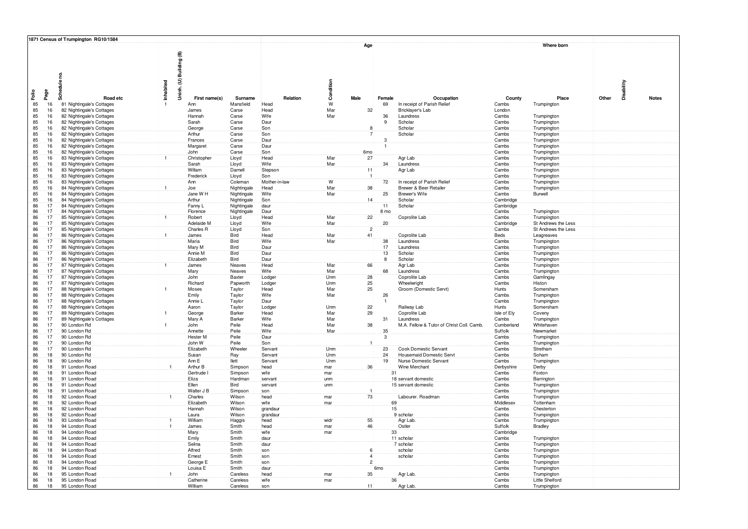**1871 Census of Trumpington RG10/1584**

| Folio | Page | Schedule no. | Road etc | Inhabited | Uninh. (U) Building (B) | First name(s) | Surname | Relation | Condition | Age Male | Age Female | Occupation | Where born County | Where born Place | Other | Disability | Notes |
|---|---|---|---|---|---|---|---|---|---|---|---|---|---|---|---|---|---|
| 85 | 16 | 81 | Nightingale's Cottages | 1 | | Ann | Mansfield | Head | W | | 69 | In receipt of Parish Relief | Cambs | Trumpington | | | |
| 85 | 16 | 82 | Nightingale's Cottages | | | James | Carse | Head | Mar | 32 | | Bricklayer's Lab | London | | | | |
| 85 | 16 | 82 | Nightingale's Cottages | | | Hannah | Carse | Wife | Mar | | 36 | Laundress | Cambs | Trumpington | | | |
| 85 | 16 | 82 | Nightingale's Cottages | | | Sarah | Carse | Daur | | | 9 | Scholar | Cambs | Trumpington | | | |
| 85 | 16 | 82 | Nightingale's Cottages | | | George | Carse | Son | | 8 | | Scholar | Cambs | Trumpington | | | |
| 85 | 16 | 82 | Nightingale's Cottages | | | Arthur | Carse | Son | | 7 | | Scholar | Cambs | Trumpington | | | |
| 85 | 16 | 82 | Nightingale's Cottages | | | Frances | Carse | Daur | | | 3 | | Cambs | Trumpington | | | |
| 85 | 16 | 82 | Nightingale's Cottages | | | Margaret | Carse | Daur | | | 1 | | Cambs | Trumpington | | | |
| 85 | 16 | 82 | Nightingale's Cottages | | | John | Carse | Son | | 6mo | | | Cambs | Trumpington | | | |
| 85 | 16 | 83 | Nightingale's Cottages | 1 | | Christopher | Lloyd | Head | Mar | 27 | | Agr Lab | Cambs | Trumpington | | | |
| 85 | 16 | 83 | Nightingale's Cottages | | | Sarah | Lloyd | Wife | Mar | | 34 | Laundress | Cambs | Trumpington | | | |
| 85 | 16 | 83 | Nightingale's Cottages | | | Willam | Darnell | Stepson | | 11 | | Agr Lab | Cambs | Trumpington | | | |
| 85 | 16 | 83 | Nightingale's Cottages | | | Frederick | Lloyd | Son | | 1 | | | Cambs | Trumpington | | | |
| 85 | 16 | 83 | Nightingale's Cottages | | | Ann | Coleman | Mother-in-law | W | | 72 | In receipt of Parish Relief | Cambs | Trumpington | | | |
| 85 | 16 | 84 | Nightingale's Cottages | 1 | | Joe | Nightingale | Head | Mar | 38 | | Brewer & Beer Retailer | Cambs | Trumpington | | | |
| 85 | 16 | 84 | Nightingale's Cottages | | | Jane W H | Nightingale | Wife | Mar | | 25 | Brewer's Wife | Cambs | Burwell | | | |
| 85 | 16 | 84 | Nightingale's Cottages | | | Arthur | Nightingale | Son | | 14 | | Scholar | Cambridge | | | | |
| 86 | 17 | 84 | Nightingale's Cottages | | | Fanny L | Nightingale | daur | | | 11 | Scholar | Cambridge | | | | |
| 86 | 17 | 84 | Nightingale's Cottages | | | Florence | Nightingale | Daur | | | 8 mo | | Cambs | Trumpington | | | |
| 86 | 17 | 85 | Nightingale's Cottages | 1 | | Robert | Lloyd | Head | Mar | 22 | | Coprolite Lab | Cambs | Trumpington | | | |
| 86 | 17 | 85 | Nightingale's Cottages | | | Adelaide M | Lloyd | Wife | Mar | | 20 | | Cambridge | St Andrews the Less | | | |
| 86 | 17 | 85 | Nightingale's Cottages | | | Charles R | Lloyd | Son | | 2 | | | Cambs | St Andrews the Less | | | |
| 86 | 17 | 86 | Nightingale's Cottages | 1 | | James | Bird | Head | Mar | 41 | | Coprolite Lab | Beds | Leagreaves | | | |
| 86 | 17 | 86 | Nightingale's Cottages | | | Maria | Bird | Wife | Mar | | 38 | Laundress | Cambs | Trumpington | | | |
| 86 | 17 | 86 | Nightingale's Cottages | | | Mary M | Bird | Daur | | | 17 | Laundress | Cambs | Trumpington | | | |
| 86 | 17 | 86 | Nightingale's Cottages | | | Annie M | Bird | Daur | | | 13 | Scholar | Cambs | Trumpington | | | |
| 86 | 17 | 86 | Nightingale's Cottages | | | Elizabeth | Bird | Daur | | | 8 | Scholar | Cambs | Trumpington | | | |
| 86 | 17 | 87 | Nightingale's Cottages | 1 | | James | Neaves | Head | Mar | 66 | | Agr Lab | Cambs | Trumpington | | | |
| 86 | 17 | 87 | Nightingale's Cottages | | | Mary | Neaves | Wife | Mar | | 68 | Laundress | Cambs | Trumpington | | | |
| 86 | 17 | 87 | Nightingale's Cottages | | | John | Baxter | Lodger | Unm | 28 | | Coprolite Lab | Cambs | Gamlingay | | | |
| 86 | 17 | 87 | Nightingale's Cottages | | | Richard | Papworth | Lodger | Unm | 25 | | Wheelwright | Cambs | Histon | | | |
| 86 | 17 | 88 | Nightingale's Cottages | 1 | | Moses | Taylor | Head | Mar | 25 | | Groom (Domestic Servt) | Hunts | Somersham | | | |
| 86 | 17 | 88 | Nightingale's Cottages | | | Emily | Taylor | Wife | Mar | | 26 | | Cambs | Trumpington | | | |
| 86 | 17 | 88 | Nightingale's Cottages | | | Annie L | Taylor | Daur | | | 1 | | Cambs | Trumpington | | | |
| 86 | 17 | 88 | Nightingale's Cottages | | | Aaron | Taylor | Lodger | Unm | 22 | | Railway Lab | Hunts | Somersham | | | |
| 86 | 17 | 89 | Nightingale's Cottages | 1 | | George | Barker | Head | Mar | 29 | | Coprolite Lab | Isle of Ely | Coveny | | | |
| 86 | 17 | 89 | Nightingale's Cottages | | | Mary A | Barker | Wife | Mar | | 31 | Laundress | Cambs | Trumpington | | | |
| 86 | 17 | 90 | London Rd | 1 | | John | Peile | Head | Mar | 38 | | M.A. Fellow & Tutor of Christ Coll. Camb. | Cumberland | Whitehaven | | | |
| 86 | 17 | 90 | London Rd | | | Annette | Peile | Wife | Mar | | 35 | | Suffolk | Newmarket | | | |
| 86 | 17 | 90 | London Rd | | | Hester M | Peile | Daur | | | 3 | | Cambs | Trumpington | | | |
| 86 | 17 | 90 | London Rd | | | John W | Peile | Son | | 1 | | | Cambs | Trumpington | | | |
| 86 | 17 | 90 | London Rd | | | Elizabeth | Wheeler | Servant | Unm | | 23 | Cook Domestic Servant | Cambs | Stretham | | | |
| 86 | 18 | 90 | London Rd | | | Susan | Ray | Servant | Unm | | 24 | Housemaid Domestic Servt | Cambs | Soham | | | |
| 86 | 18 | 90 | London Rd | | | Ann E | Ilett | Servant | Unm | | 19 | Nurse Domestic Servant | Cambs | Trumpington | | | |
| 86 | 18 | 91 | London Road | 1 | | Arthur B | Simpson | head | mar | 36 | | Wine Merchant | Derbyshire | Derby | | | |
| 86 | 18 | 91 | London Road | | | Gertrude I | Simpson | wife | mar | | 31 | | Cambs | Foxton | | | |
| 86 | 18 | 91 | London Road | | | Eliza | Hardman | servant | unm | | 18 | servant domestic | Cambs | Barrington | | | |
| 86 | 18 | 91 | London Road | | | Ellen | Bird | servant | unm | | 15 | servant domestic | Cambs | Trumpington | | | |
| 86 | 18 | 91 | London Road | | | Walter J B | Simpson | son | | 1 | | | Cambs | Trumpington | | | |
| 86 | 18 | 92 | London Road | 1 | | Charles | Wilson | head | mar | 73 | | Labourer. Roadman | Cambs | Trumpington | | | |
| 86 | 18 | 92 | London Road | | | Elizabeth | Wilson | wife | mar | | 69 | | Middlesex | Tottenham | | | |
| 86 | 18 | 92 | London Road | | | Hannah | Wilson | grandaur | | | 15 | | Cambs | Chesterton | | | |
| 86 | 18 | 92 | London Road | | | Laura | Wilson | grandaur | | | 9 | scholar | Cambs | Trumpington | | | |
| 86 | 18 | 93 | London Road | 1 | | William | Haggis | head | widr | 55 | | Agr Lab. | Cambs | Trumpington | | | |
| 86 | 18 | 94 | London Road | 1 | | James | Smith | head | mar | 46 | | Ostler | Suffolk | Bradley | | | |
| 86 | 18 | 94 | London Road | | | Mary | Smith | wife | mar | | 33 | | Cambridge | | | | |
| 86 | 18 | 94 | London Road | | | Emily | Smith | daur | | | 11 | scholar | Cambs | Trumpington | | | |
| 86 | 18 | 94 | London Road | | | Selina | Smith | daur | | | 7 | scholar | Cambs | Trumpington | | | |
| 86 | 18 | 94 | London Road | | | Alfred | Smith | son | | 6 | | scholar | Cambs | Trumpington | | | |
| 86 | 18 | 94 | London Road | | | Ernest | Smith | son | | 4 | | scholar | Cambs | Trumpington | | | |
| 86 | 18 | 94 | London Road | | | George E | Smith | son | | 2 | | | Cambs | Trumpington | | | |
| 86 | 18 | 94 | London Road | | | Louisa E | Smith | daur | | | 6mo | | Cambs | Trumpington | | | |
| 86 | 18 | 95 | London Road | 1 | | John | Careless | head | mar | 35 | | Agr Lab. | Cambs | Trumpington | | | |
| 86 | 18 | 95 | London Road | | | Catherine | Careless | wife | mar | | 36 | | Cambs | Little Shelford | | | |
| 86 | 18 | 95 | London Road | | | William | Careless | son | | 11 | | Agr Lab. | Cambs | Trumpington | | | |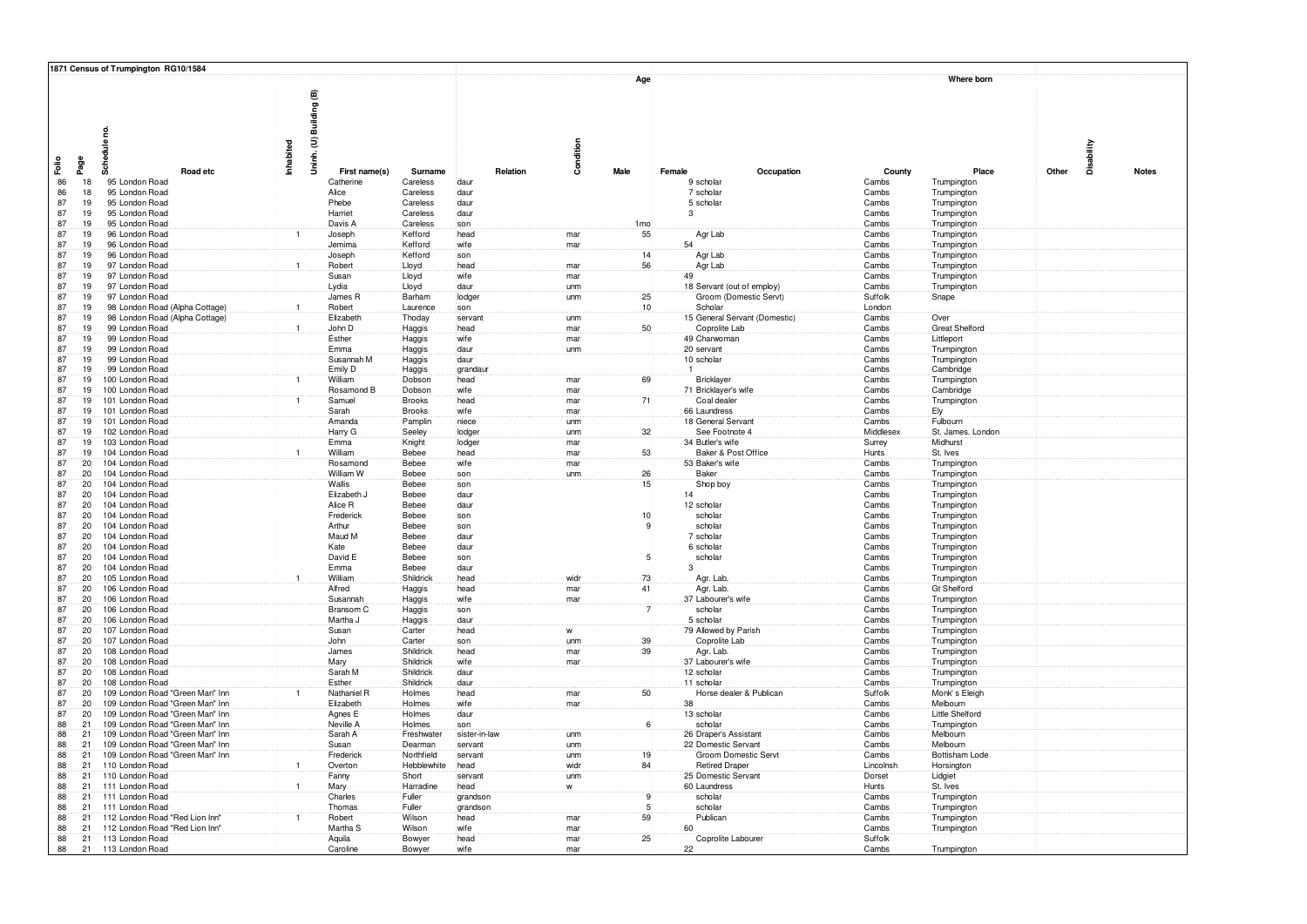## 1871 Census of Trumpington RG10/1584

| Folio | Page | Schedule no. | Road etc | Inhabited | Uninh. (U) Building (B) | First name(s) | Surname | Relation | Condition | Age Male | Age Female | Occupation | Where born County | Where born Place | Other | Disability | Notes |
|---|---|---|---|---|---|---|---|---|---|---|---|---|---|---|---|---|---|
| 86 | 18 | 95 | London Road | | | Catherine | Careless | daur | | | 9 | scholar | Cambs | Trumpington | | | |
| 86 | 18 | 95 | London Road | | | Alice | Careless | daur | | | 7 | scholar | Cambs | Trumpington | | | |
| 87 | 19 | 95 | London Road | | | Phebe | Careless | daur | | | 5 | scholar | Cambs | Trumpington | | | |
| 87 | 19 | 95 | London Road | | | Harriet | Careless | daur | | | 3 | | Cambs | Trumpington | | | |
| 87 | 19 | 95 | London Road | | | Davis A | Careless | son | | 1mo | | | Cambs | Trumpington | | | |
| 87 | 19 | 96 | London Road | 1 | | Joseph | Kefford | head | mar | 55 | | Agr Lab | Cambs | Trumpington | | | |
| 87 | 19 | 96 | London Road | | | Jemima | Kefford | wife | mar | | 54 | | Cambs | Trumpington | | | |
| 87 | 19 | 96 | London Road | | | Joseph | Kefford | son | | 14 | | Agr Lab | Cambs | Trumpington | | | |
| 87 | 19 | 97 | London Road | 1 | | Robert | Lloyd | head | mar | 56 | | Agr Lab | Cambs | Trumpington | | | |
| 87 | 19 | 97 | London Road | | | Susan | Lloyd | wife | mar | | 49 | | Cambs | Trumpington | | | |
| 87 | 19 | 97 | London Road | | | Lydia | Lloyd | daur | unm | | 18 | Servant (out of employ) | Cambs | Trumpington | | | |
| 87 | 19 | 97 | London Road | | | James R | Barham | lodger | unm | 25 | | Groom (Domestic Servt) | Suffolk | Snape | | | |
| 87 | 19 | 98 | London Road (Alpha Cottage) | 1 | | Robert | Laurence | son | | 10 | | Scholar | London | | | | |
| 87 | 19 | 98 | London Road (Alpha Cottage) | | | Elizabeth | Thoday | servant | unm | | 15 | General Servant (Domestic) | Cambs | Over | | | |
| 87 | 19 | 99 | London Road | 1 | | John D | Haggis | head | mar | 50 | | Coprolite Lab | Cambs | Great Shelford | | | |
| 87 | 19 | 99 | London Road | | | Esther | Haggis | wife | mar | | 49 | Charwoman | Cambs | Littleport | | | |
| 87 | 19 | 99 | London Road | | | Emma | Haggis | daur | unm | | 20 | servant | Cambs | Trumpington | | | |
| 87 | 19 | 99 | London Road | | | Susannah M | Haggis | daur | | | 10 | scholar | Cambs | Trumpington | | | |
| 87 | 19 | 99 | London Road | | | Emily D | Haggis | grandaur | | | 1 | | Cambs | Cambridge | | | |
| 87 | 19 | 100 | London Road | 1 | | William | Dobson | head | mar | 69 | | Bricklayer | Cambs | Trumpington | | | |
| 87 | 19 | 100 | London Road | | | Rosamond B | Dobson | wife | mar | | 71 | Bricklayer's wife | Cambs | Cambridge | | | |
| 87 | 19 | 101 | London Road | 1 | | Samuel | Brooks | head | mar | 71 | | Coal dealer | Cambs | Trumpington | | | |
| 87 | 19 | 101 | London Road | | | Sarah | Brooks | wife | mar | | 66 | Laundress | Cambs | Ely | | | |
| 87 | 19 | 101 | London Road | | | Amanda | Pamplin | niece | unm | | 18 | General Servant | Cambs | Fulbourn | | | |
| 87 | 19 | 102 | London Road | | | Harry G | Seeley | lodger | unm | 32 | | See Footnote 4 | Middlesex | St. James. London | | | |
| 87 | 19 | 103 | London Road | | | Emma | Knight | lodger | mar | | 34 | Butler's wife | Surrey | Midhurst | | | |
| 87 | 19 | 104 | London Road | 1 | | William | Bebee | head | mar | 53 | | Baker & Post Office | Hunts | St. Ives | | | |
| 87 | 20 | 104 | London Road | | | Rosamond | Bebee | wife | mar | | 53 | Baker's wife | Cambs | Trumpington | | | |
| 87 | 20 | 104 | London Road | | | William W | Bebee | son | unm | 26 | | Baker | Cambs | Trumpington | | | |
| 87 | 20 | 104 | London Road | | | Wallis | Bebee | son | | 15 | | Shop boy | Cambs | Trumpington | | | |
| 87 | 20 | 104 | London Road | | | Elizabeth J | Bebee | daur | | | 14 | | Cambs | Trumpington | | | |
| 87 | 20 | 104 | London Road | | | Alice R | Bebee | daur | | | 12 | scholar | Cambs | Trumpington | | | |
| 87 | 20 | 104 | London Road | | | Frederick | Bebee | son | | 10 | | scholar | Cambs | Trumpington | | | |
| 87 | 20 | 104 | London Road | | | Arthur | Bebee | son | | 9 | | scholar | Cambs | Trumpington | | | |
| 87 | 20 | 104 | London Road | | | Maud M | Bebee | daur | | | 7 | scholar | Cambs | Trumpington | | | |
| 87 | 20 | 104 | London Road | | | Kate | Bebee | daur | | | 6 | scholar | Cambs | Trumpington | | | |
| 87 | 20 | 104 | London Road | | | David E | Bebee | son | | 5 | | scholar | Cambs | Trumpington | | | |
| 87 | 20 | 104 | London Road | | | Emma | Bebee | daur | | | 3 | | Cambs | Trumpington | | | |
| 87 | 20 | 105 | London Road | 1 | | William | Shildrick | head | widr | 73 | | Agr. Lab. | Cambs | Trumpington | | | |
| 87 | 20 | 106 | London Road | | | Alfred | Haggis | head | mar | 41 | | Agr. Lab. | Cambs | Gt Shelford | | | |
| 87 | 20 | 106 | London Road | | | Susannah | Haggis | wife | mar | | 37 | Labourer's wife | Cambs | Trumpington | | | |
| 87 | 20 | 106 | London Road | | | Bransom C | Haggis | son | | 7 | | scholar | Cambs | Trumpington | | | |
| 87 | 20 | 106 | London Road | | | Martha J | Haggis | daur | | | 5 | scholar | Cambs | Trumpington | | | |
| 87 | 20 | 107 | London Road | | | Susan | Carter | head | w | | 79 | Allowed by Parish | Cambs | Trumpington | | | |
| 87 | 20 | 107 | London Road | | | John | Carter | son | unm | 39 | | Coprolite Lab | Cambs | Trumpington | | | |
| 87 | 20 | 108 | London Road | | | James | Shildrick | head | mar | 39 | | Agr. Lab. | Cambs | Trumpington | | | |
| 87 | 20 | 108 | London Road | | | Mary | Shildrick | wife | mar | | 37 | Labourer's wife | Cambs | Trumpington | | | |
| 87 | 20 | 108 | London Road | | | Sarah M | Shildrick | daur | | | 12 | scholar | Cambs | Trumpington | | | |
| 87 | 20 | 108 | London Road | | | Esther | Shildrick | daur | | | 11 | scholar | Cambs | Trumpington | | | |
| 87 | 20 | 109 | London Road "Green Man" Inn | 1 | | Nathaniel R | Holmes | head | mar | 50 | | Horse dealer & Publican | Suffolk | Monk' s Eleigh | | | |
| 87 | 20 | 109 | London Road "Green Man" Inn | | | Elizabeth | Holmes | wife | mar | | 38 | | Cambs | Melbourn | | | |
| 87 | 20 | 109 | London Road "Green Man" Inn | | | Agnes E | Holmes | daur | | | 13 | scholar | Cambs | Little Shelford | | | |
| 88 | 21 | 109 | London Road "Green Man" Inn | | | Neville A | Holmes | son | | 6 | | scholar | Cambs | Trumpington | | | |
| 88 | 21 | 109 | London Road "Green Man" Inn | | | Sarah A | Freshwater | sister-in-law | unm | | 26 | Draper's Assistant | Cambs | Melbourn | | | |
| 88 | 21 | 109 | London Road "Green Man" Inn | | | Susan | Dearman | servant | unm | | 22 | Domestic Servant | Cambs | Melbourn | | | |
| 88 | 21 | 109 | London Road "Green Man" Inn | | | Frederick | Northfield | servant | unm | 19 | | Groom Domestic Servt | Cambs | Bottisham Lode | | | |
| 88 | 21 | 110 | London Road | 1 | | Overton | Hebblewhite | head | widr | 84 | | Retired Draper | Lincolnsh | Horsington | | | |
| 88 | 21 | 110 | London Road | | | Fanny | Short | servant | unm | | 25 | Domestic Servant | Dorset | Lidgiet | | | |
| 88 | 21 | 111 | London Road | 1 | | Mary | Harradine | head | w | | 60 | Laundress | Hunts | St. Ives | | | |
| 88 | 21 | 111 | London Road | | | Charles | Fuller | grandson | | 9 | | scholar | Cambs | Trumpington | | | |
| 88 | 21 | 111 | London Road | | | Thomas | Fuller | grandson | | 5 | | scholar | Cambs | Trumpington | | | |
| 88 | 21 | 112 | London Road "Red Lion Inn" | 1 | | Robert | Wilson | head | mar | 59 | | Publican | Cambs | Trumpington | | | |
| 88 | 21 | 112 | London Road "Red Lion Inn" | | | Martha S | Wilson | wife | mar | | 60 | | Cambs | Trumpington | | | |
| 88 | 21 | 113 | London Road | | | Aquila | Bowyer | head | mar | 25 | | Coprolite Labourer | Suffolk | | | | |
| 88 | 21 | 113 | London Road | | | Caroline | Bowyer | wife | mar | | 22 | | Cambs | Trumpington | | | |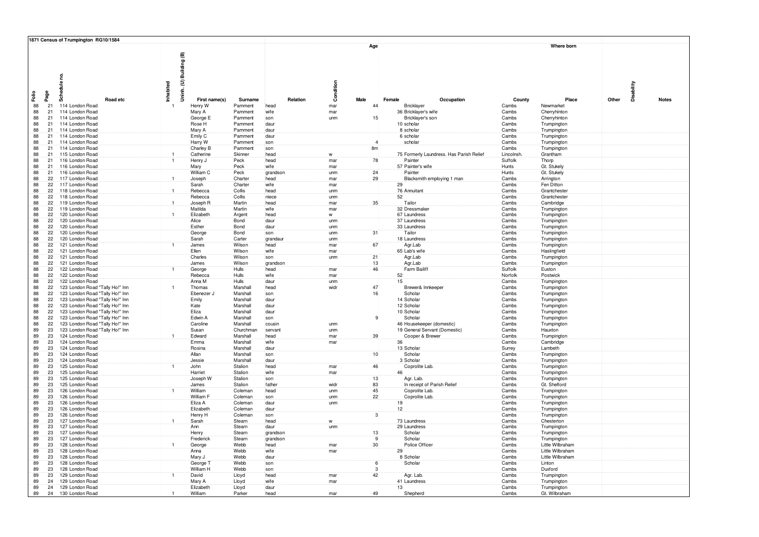**1871 Census of Trumpington RG10/1584**

| Folio | Page | Schedule no. | Road etc | Inhabited | Uninh. (U) Building (B) | First name(s) | Surname | Relation | Condition | Age Male | Age Female | Occupation | Where born County | Where born Place | Other | Disability | Notes |
|---|---|---|---|---|---|---|---|---|---|---|---|---|---|---|---|---|---|
| 88 | 21 | 114 | London Road | 1 | | Henry W | Pamment | head | mar | 44 | | Bricklayer | Cambs | Newmarket | | | |
| 88 | 21 | 114 | London Road | | | Mary A | Pamment | wife | mar | | 36 | Bricklayer's wife | Cambs | Cherryhinton | | | |
| 88 | 21 | 114 | London Road | | | George E | Pamment | son | unm | 15 | | Bricklayer's son | Cambs | Cherryhinton | | | |
| 88 | 21 | 114 | London Road | | | Rose H | Pamment | daur | | | 10 | scholar | Cambs | Trumpington | | | |
| 88 | 21 | 114 | London Road | | | Mary A | Pamment | daur | | | 8 | scholar | Cambs | Trumpington | | | |
| 88 | 21 | 114 | London Road | | | Emily C | Pamment | daur | | | 6 | scholar | Cambs | Trumpington | | | |
| 88 | 21 | 114 | London Road | | | Harry W | Pamment | son | | 4 | | scholar | Cambs | Trumpington | | | |
| 88 | 21 | 114 | London Road | | | Charley B | Pamment | son | | 8m | | | Cambs | Trumpington | | | |
| 88 | 21 | 115 | London Road | 1 | | Catherine | Skinner | head | w | | 75 | Formerly Laundress. Has Parish Relief | Lincolnsh. | Grantham | | | |
| 88 | 21 | 116 | London Road | 1 | | Henry J | Peck | head | mar | 78 | | Painter | Suffolk | Thorp | | | |
| 88 | 21 | 116 | London Road | | | Mary | Peck | wife | mar | | 57 | Painter's wife | Hunts | Gt. Stukely | | | |
| 88 | 21 | 116 | London Road | | | William C | Peck | grandson | unm | 24 | | Painter | Hunts | Gt. Stukely | | | |
| 88 | 22 | 117 | London Road | 1 | | Joseph | Charter | head | mar | 29 | | Blacksmith employing 1 man | Cambs | Arrington | | | |
| 88 | 22 | 117 | London Road | | | Sarah | Charter | wife | mar | | 29 | | Cambs | Fen Ditton | | | |
| 88 | 22 | 118 | London Road | 1 | | Rebecca | Collis | head | unm | | 76 | Annuitant | Cambs | Grantchester | | | |
| 88 | 22 | 118 | London Road | | | Rebecca | Collis | niece | unm | | 52 | | Cambs | Grantchester | | | |
| 88 | 22 | 119 | London Road | 1 | | Joseph R | Martin | head | mar | 35 | | Tailor | Cambs | Cambridge | | | |
| 88 | 22 | 119 | London Road | | | Matilda | Martin | wife | mar | | 32 | Dressmaker | Cambs | Trumpington | | | |
| 88 | 22 | 120 | London Road | 1 | | Elizabeth | Argent | head | w | | 67 | Laundress | Cambs | Trumpington | | | |
| 88 | 22 | 120 | London Road | | | Alice | Bond | daur | unm | | 37 | Laundress | Cambs | Trumpington | | | |
| 88 | 22 | 120 | London Road | | | Esther | Bond | daur | unm | | 33 | Laundress | Cambs | Trumpington | | | |
| 88 | 22 | 120 | London Road | | | George | Bond | son | unm | 31 | | Tailor | Cambs | Trumpington | | | |
| 88 | 22 | 120 | London Road | | | Sarah | Carter | grandaur | unm | | 18 | Laundress | Cambs | Trumpington | | | |
| 88 | 22 | 121 | London Road | 1 | | James | Wilson | head | mar | 67 | | Agr.Lab | Cambs | Trumpington | | | |
| 88 | 22 | 121 | London Road | | | Ellen | Wilson | wife | mar | | 65 | Lab's wife | Cambs | Haslingfield | | | |
| 88 | 22 | 121 | London Road | | | Charles | Wilson | son | unm | 21 | | Agr.Lab | Cambs | Trumpington | | | |
| 88 | 22 | 121 | London Road | | | James | Wilson | grandson | | 13 | | Agr.Lab | Cambs | Trumpington | | | |
| 88 | 22 | 122 | London Road | 1 | | George | Hulls | head | mar | 46 | | Farm Bailiff | Suffolk | Euston | | | |
| 88 | 22 | 122 | London Road | | | Rebecca | Hulls | wife | mar | | 52 | | Norfolk | Postwick | | | |
| 88 | 22 | 122 | London Road | | | Anna M | Hulls | daur | unm | | 15 | | Cambs | Trumpington | | | |
| 88 | 22 | 123 | London Road "Tally Ho!" Inn | 1 | | Thomas | Marshall | head | widr | 47 | | Brewer& Innkeeper | Cambs | Trumpington | | | |
| 88 | 22 | 123 | London Road "Tally Ho!" Inn | | | Ebenezer J | Marshall | son | | 16 | | Scholar | Cambs | Trumpington | | | |
| 88 | 22 | 123 | London Road "Tally Ho!" Inn | | | Emily | Marshall | daur | | | 14 | Scholar | Cambs | Trumpington | | | |
| 88 | 22 | 123 | London Road "Tally Ho!" Inn | | | Kate | Marshall | daur | | | 12 | Scholar | Cambs | Trumpington | | | |
| 88 | 22 | 123 | London Road "Tally Ho!" Inn | | | Eliza | Marshall | daur | | | 10 | Scholar | Cambs | Trumpington | | | |
| 88 | 22 | 123 | London Road "Tally Ho!" Inn | | | Edwin A | Marshall | son | | 9 | | Scholar | Cambs | Trumpington | | | |
| 88 | 22 | 123 | London Road "Tally Ho!" Inn | | | Caroline | Marshall | cousin | unm | | 46 | Housekeeper (domestic) | Cambs | Trumpington | | | |
| 89 | 23 | 123 | London Road "Tally Ho!" Inn | | | Susan | Churchman | servant | unm | | 19 | General Servant (Domestic) | Cambs | Hauxton | | | |
| 89 | 23 | 124 | London Road | 1 | | Edward | Marshall | head | mar | 39 | | Cooper & Brewer | Cambs | Trumpington | | | |
| 89 | 23 | 124 | London Road | | | Emma | Marshall | wife | mar | | 36 | | Cambs | Cambridge | | | |
| 89 | 23 | 124 | London Road | | | Rosina | Marshall | daur | | | 13 | Scholar | Surrey | Lambeth | | | |
| 89 | 23 | 124 | London Road | | | Allan | Marshall | son | | 10 | | Scholar | Cambs | Trumpington | | | |
| 89 | 23 | 124 | London Road | | | Jessie | Marshall | daur | | | 3 | Scholar | Cambs | Trumpington | | | |
| 89 | 23 | 125 | London Road | 1 | | John | Stalion | head | mar | 46 | | Coprolite Lab. | Cambs | Trumpington | | | |
| 89 | 23 | 125 | London Road | | | Harriet | Stalion | wife | mar | | 46 | | Cambs | Trumpington | | | |
| 89 | 23 | 125 | London Road | | | Joseph W | Stalion | son | | 13 | | Agr. Lab. | Cambs | Trumpington | | | |
| 89 | 23 | 125 | London Road | | | James | Stalion | father | widr | 83 | | In receipt of Parish Relief | Cambs | Gt. Shelford | | | |
| 89 | 23 | 126 | London Road | 1 | | William | Coleman | head | unm | 45 | | Coprolite Lab. | Cambs | Trumpington | | | |
| 89 | 23 | 126 | London Road | | | William F | Coleman | son | unm | 22 | | Coprolite Lab. | Cambs | Trumpington | | | |
| 89 | 23 | 126 | London Road | | | Eliza A | Coleman | daur | unm | | 19 | | Cambs | Trumpington | | | |
| 89 | 23 | 126 | London Road | | | Elizabeth | Coleman | daur | | | 12 | | Cambs | Trumpington | | | |
| 89 | 23 | 126 | London Road | | | Henry H | Coleman | son | | 3 | | | Cambs | Trumpington | | | |
| 89 | 23 | 127 | London Road | 1 | | Sarah | Stearn | head | w | | 73 | Laundress | Cambs | Chesterton | | | |
| 89 | 23 | 127 | London Road | | | Ann | Stearn | daur | unm | | 29 | Laundress | Cambs | Trumpington | | | |
| 89 | 23 | 127 | London Road | | | Henry | Stearn | grandson | | 13 | | Scholar | Cambs | Trumpington | | | |
| 89 | 23 | 127 | London Road | | | Frederick | Stearn | grandson | | 9 | | Scholar | Cambs | Trumpington | | | |
| 89 | 23 | 128 | London Road | 1 | | George | Webb | head | mar | 30 | | Police Officer | Cambs | Little Wilbraham | | | |
| 89 | 23 | 128 | London Road | | | Anna | Webb | wife | mar | | 29 | | Cambs | Little Wilbraham | | | |
| 89 | 23 | 128 | London Road | | | Mary J | Webb | daur | | | 8 | Scholar | Cambs | Little Wilbraham | | | |
| 89 | 23 | 128 | London Road | | | George T | Webb | son | | 6 | | Scholar | Cambs | Linton | | | |
| 89 | 23 | 128 | London Road | | | William H | Webb | son | | 3 | | | Cambs | Duxford | | | |
| 89 | 23 | 129 | London Road | 1 | | David | Lloyd | head | mar | 42 | | Agr. Lab. | Cambs | Trumpington | | | |
| 89 | 24 | 129 | London Road | | | Mary A | Lloyd | wife | mar | | 41 | Laundress | Cambs | Trumpington | | | |
| 89 | 24 | 129 | London Road | | | Elizabeth | Lloyd | daur | | | 13 | | Cambs | Trumpington | | | |
| 89 | 24 | 130 | London Road | 1 | | William | Parker | head | mar | 49 | | Shepherd | Cambs | Gt. Wilbraham | | | |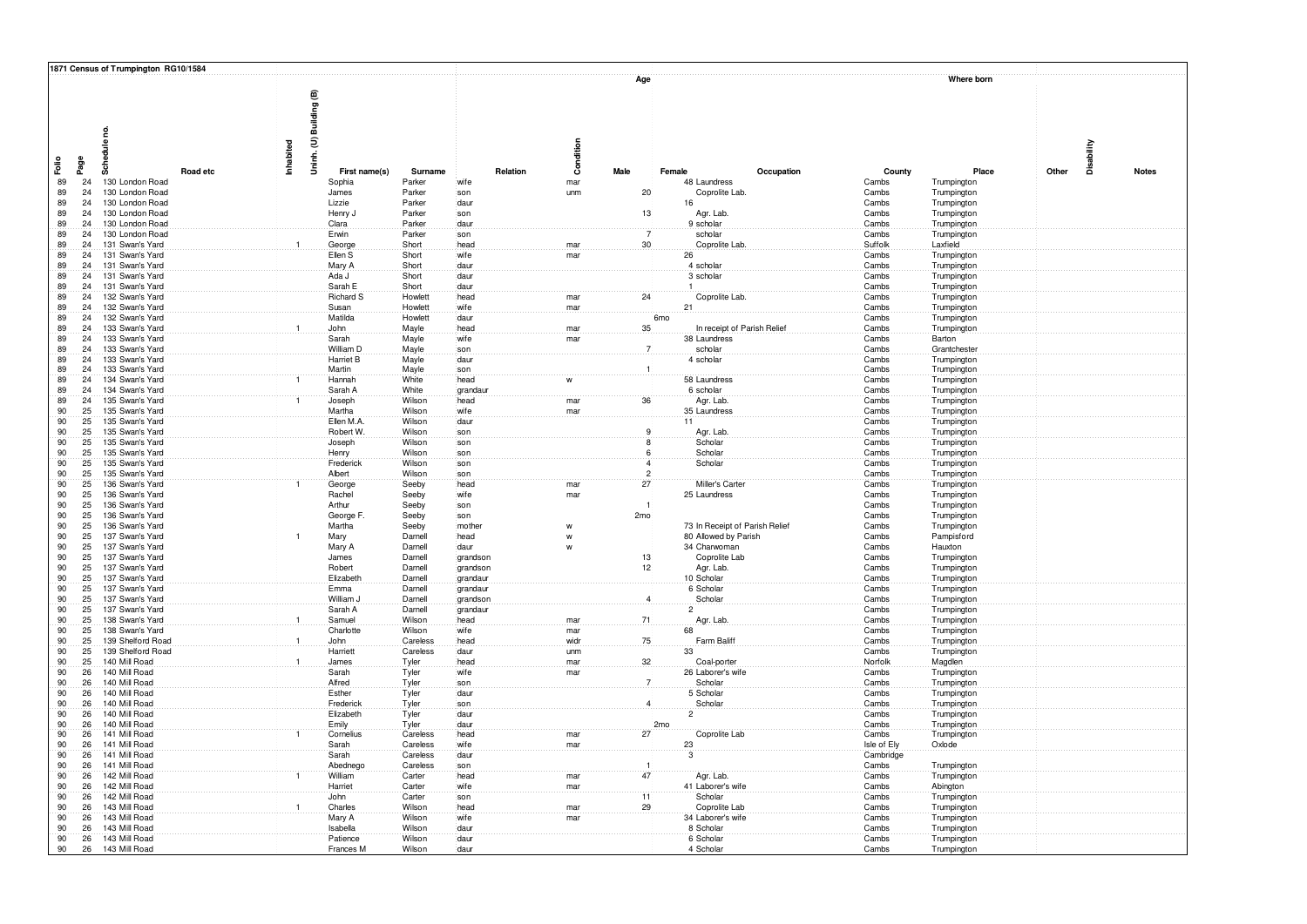## 1871 Census of Trumpington RG10/1584

| Folio | Page | Schedule no. | Road etc | Inhabited | Uninh. (U) Building (B) | First name(s) | Surname | Relation | Condition | Age Male | Age Female | Occupation | Where born County | Where born Place | Other | Disability | Notes |
|---|---|---|---|---|---|---|---|---|---|---|---|---|---|---|---|---|---|
| 89 | 24 | 130 | London Road | | | Sophia | Parker | wife | mar | | 48 | Laundress | Cambs | Trumpington | | | |
| 89 | 24 | 130 | London Road | | | James | Parker | son | unm | 20 | | Coprolite Lab. | Cambs | Trumpington | | | |
| 89 | 24 | 130 | London Road | | | Lizzie | Parker | daur | | | 16 | | Cambs | Trumpington | | | |
| 89 | 24 | 130 | London Road | | | Henry J | Parker | son | | 13 | | Agr. Lab. | Cambs | Trumpington | | | |
| 89 | 24 | 130 | London Road | | | Clara | Parker | daur | | | 9 | scholar | Cambs | Trumpington | | | |
| 89 | 24 | 130 | London Road | | | Erwin | Parker | son | | 7 | | scholar | Cambs | Trumpington | | | |
| 89 | 24 | 131 | Swan's Yard | 1 | | George | Short | head | mar | 30 | | Coprolite Lab. | Suffolk | Laxfield | | | |
| 89 | 24 | 131 | Swan's Yard | | | Ellen S | Short | wife | mar | | 26 | | Cambs | Trumpington | | | |
| 89 | 24 | 131 | Swan's Yard | | | Mary A | Short | daur | | | 4 | scholar | Cambs | Trumpington | | | |
| 89 | 24 | 131 | Swan's Yard | | | Ada J | Short | daur | | | 3 | scholar | Cambs | Trumpington | | | |
| 89 | 24 | 131 | Swan's Yard | | | Sarah E | Short | daur | | | 1 | | Cambs | Trumpington | | | |
| 89 | 24 | 132 | Swan's Yard | | | Richard S | Howlett | head | mar | 24 | | Coprolite Lab. | Cambs | Trumpington | | | |
| 89 | 24 | 132 | Swan's Yard | | | Susan | Howlett | wife | mar | | 21 | | Cambs | Trumpington | | | |
| 89 | 24 | 132 | Swan's Yard | | | Matilda | Howlett | daur | | | 6mo | | Cambs | Trumpington | | | |
| 89 | 24 | 133 | Swan's Yard | 1 | | John | Mayle | head | mar | 35 | | In receipt of Parish Relief | Cambs | Trumpington | | | |
| 89 | 24 | 133 | Swan's Yard | | | Sarah | Mayle | wife | mar | | 38 | Laundress | Cambs | Barton | | | |
| 89 | 24 | 133 | Swan's Yard | | | William D | Mayle | son | | 7 | | scholar | Cambs | Grantchester | | | |
| 89 | 24 | 133 | Swan's Yard | | | Harriet B | Mayle | daur | | | 4 | scholar | Cambs | Trumpington | | | |
| 89 | 24 | 133 | Swan's Yard | | | Martin | Mayle | son | | 1 | | | Cambs | Trumpington | | | |
| 89 | 24 | 134 | Swan's Yard | 1 | | Hannah | White | head | w | | 58 | Laundress | Cambs | Trumpington | | | |
| 89 | 24 | 134 | Swan's Yard | | | Sarah A | White | grandaur | | | 6 | scholar | Cambs | Trumpington | | | |
| 89 | 24 | 135 | Swan's Yard | 1 | | Joseph | Wilson | head | mar | 36 | | Agr. Lab. | Cambs | Trumpington | | | |
| 90 | 25 | 135 | Swan's Yard | | | Martha | Wilson | wife | mar | | 35 | Laundress | Cambs | Trumpington | | | |
| 90 | 25 | 135 | Swan's Yard | | | Ellen M.A. | Wilson | daur | | | 11 | | Cambs | Trumpington | | | |
| 90 | 25 | 135 | Swan's Yard | | | Robert W. | Wilson | son | | 9 | | Agr. Lab. | Cambs | Trumpington | | | |
| 90 | 25 | 135 | Swan's Yard | | | Joseph | Wilson | son | | 8 | | Scholar | Cambs | Trumpington | | | |
| 90 | 25 | 135 | Swan's Yard | | | Henry | Wilson | son | | 6 | | Scholar | Cambs | Trumpington | | | |
| 90 | 25 | 135 | Swan's Yard | | | Frederick | Wilson | son | | 4 | | Scholar | Cambs | Trumpington | | | |
| 90 | 25 | 135 | Swan's Yard | | | Albert | Wilson | son | | 2 | | | Cambs | Trumpington | | | |
| 90 | 25 | 136 | Swan's Yard | 1 | | George | Seeby | head | mar | 27 | | Miller's Carter | Cambs | Trumpington | | | |
| 90 | 25 | 136 | Swan's Yard | | | Rachel | Seeby | wife | mar | | 25 | Laundress | Cambs | Trumpington | | | |
| 90 | 25 | 136 | Swan's Yard | | | Arthur | Seeby | son | | 1 | | | Cambs | Trumpington | | | |
| 90 | 25 | 136 | Swan's Yard | | | George F. | Seeby | son | | 2mo | | | Cambs | Trumpington | | | |
| 90 | 25 | 136 | Swan's Yard | | | Martha | Seeby | mother | w | | 73 | In Receipt of Parish Relief | Cambs | Trumpington | | | |
| 90 | 25 | 137 | Swan's Yard | 1 | | Mary | Darnell | head | w | | 80 | Allowed by Parish | Cambs | Pampisford | | | |
| 90 | 25 | 137 | Swan's Yard | | | Mary A | Darnell | daur | w | | 34 | Charwoman | Cambs | Hauxton | | | |
| 90 | 25 | 137 | Swan's Yard | | | James | Darnell | grandson | | 13 | | Coprolite Lab | Cambs | Trumpington | | | |
| 90 | 25 | 137 | Swan's Yard | | | Robert | Darnell | grandson | | 12 | | Agr. Lab. | Cambs | Trumpington | | | |
| 90 | 25 | 137 | Swan's Yard | | | Elizabeth | Darnell | grandaur | | | 10 | Scholar | Cambs | Trumpington | | | |
| 90 | 25 | 137 | Swan's Yard | | | Emma | Darnell | grandaur | | | 6 | Scholar | Cambs | Trumpington | | | |
| 90 | 25 | 137 | Swan's Yard | | | William J | Darnell | grandson | | 4 | | Scholar | Cambs | Trumpington | | | |
| 90 | 25 | 137 | Swan's Yard | | | Sarah A | Darnell | grandaur | | | 2 | | Cambs | Trumpington | | | |
| 90 | 25 | 138 | Swan's Yard | 1 | | Samuel | Wilson | head | mar | 71 | | Agr. Lab. | Cambs | Trumpington | | | |
| 90 | 25 | 138 | Swan's Yard | | | Charlotte | Wilson | wife | mar | | 68 | | Cambs | Trumpington | | | |
| 90 | 25 | 139 | Shelford Road | 1 | | John | Careless | head | widr | 75 | | Farm Baliff | Cambs | Trumpington | | | |
| 90 | 25 | 139 | Shelford Road | | | Harriett | Careless | daur | unm | | 33 | | Cambs | Trumpington | | | |
| 90 | 25 | 140 | Mill Road | 1 | | James | Tyler | head | mar | 32 | | Coal-porter | Norfolk | Magdlen | | | |
| 90 | 26 | 140 | Mill Road | | | Sarah | Tyler | wife | mar | | 26 | Laborer's wife | Cambs | Trumpington | | | |
| 90 | 26 | 140 | Mill Road | | | Alfred | Tyler | son | | 7 | | Scholar | Cambs | Trumpington | | | |
| 90 | 26 | 140 | Mill Road | | | Esther | Tyler | daur | | | 5 | Scholar | Cambs | Trumpington | | | |
| 90 | 26 | 140 | Mill Road | | | Frederick | Tyler | son | | 4 | | Scholar | Cambs | Trumpington | | | |
| 90 | 26 | 140 | Mill Road | | | Elizabeth | Tyler | daur | | | 2 | | Cambs | Trumpington | | | |
| 90 | 26 | 140 | Mill Road | | | Emily | Tyler | daur | | | 2mo | | Cambs | Trumpington | | | |
| 90 | 26 | 141 | Mill Road | 1 | | Cornelius | Careless | head | mar | 27 | | Coprolite Lab | Cambs | Trumpington | | | |
| 90 | 26 | 141 | Mill Road | | | Sarah | Careless | wife | mar | | 23 | | Isle of Ely | Oxlode | | | |
| 90 | 26 | 141 | Mill Road | | | Sarah | Careless | daur | | | 3 | | Cambridge | | | | |
| 90 | 26 | 141 | Mill Road | | | Abednego | Careless | son | | 1 | | | Cambs | Trumpington | | | |
| 90 | 26 | 142 | Mill Road | 1 | | William | Carter | head | mar | 47 | | Agr. Lab. | Cambs | Trumpington | | | |
| 90 | 26 | 142 | Mill Road | | | Harriet | Carter | wife | mar | | 41 | Laborer's wife | Cambs | Abington | | | |
| 90 | 26 | 142 | Mill Road | | | John | Carter | son | | 11 | | Scholar | Cambs | Trumpington | | | |
| 90 | 26 | 143 | Mill Road | 1 | | Charles | Wilson | head | mar | 29 | | Coprolite Lab | Cambs | Trumpington | | | |
| 90 | 26 | 143 | Mill Road | | | Mary A | Wilson | wife | mar | | 34 | Laborer's wife | Cambs | Trumpington | | | |
| 90 | 26 | 143 | Mill Road | | | Isabella | Wilson | daur | | | 8 | Scholar | Cambs | Trumpington | | | |
| 90 | 26 | 143 | Mill Road | | | Patience | Wilson | daur | | | 6 | Scholar | Cambs | Trumpington | | | |
| 90 | 26 | 143 | Mill Road | | | Frances M | Wilson | daur | | | 4 | Scholar | Cambs | Trumpington | | | |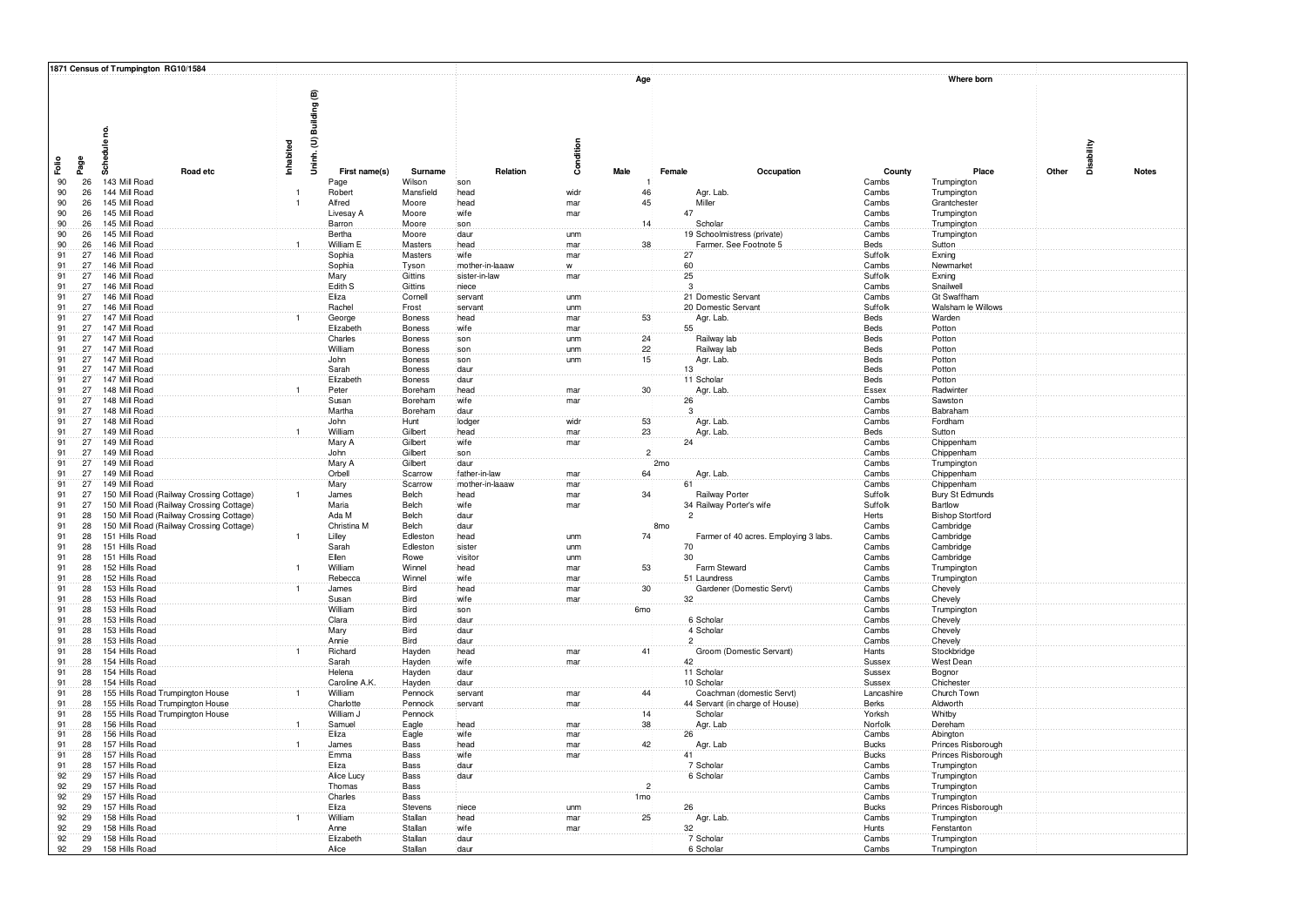**1871 Census of Trumpington RG10/1584**

| Folio | Page | Schedule no. | Road etc | Inhabited | Uninh. (U) Building (B) | First name(s) | Surname | Relation | Condition | Age Male | Age Female | Occupation | Where born County | Where born Place | Other | Disability | Notes |
|---|---|---|---|---|---|---|---|---|---|---|---|---|---|---|---|---|---|
| 90 | 26 | 143 | Mill Road | | | Page | Wilson | son | | 1 | | | Cambs | Trumpington | | | |
| 90 | 26 | 144 | Mill Road | 1 | | Robert | Mansfield | head | widr | 46 | | Agr. Lab. | Cambs | Trumpington | | | |
| 90 | 26 | 145 | Mill Road | 1 | | Alfred | Moore | head | mar | 45 | | Miller | Cambs | Grantchester | | | |
| 90 | 26 | 145 | Mill Road | | | Livesay A | Moore | wife | mar | | 47 | | Cambs | Trumpington | | | |
| 90 | 26 | 145 | Mill Road | | | Barron | Moore | son | | 14 | | Scholar | Cambs | Trumpington | | | |
| 90 | 26 | 145 | Mill Road | | | Bertha | Moore | daur | unm | | 19 | Schoolmistress (private) | Cambs | Trumpington | | | |
| 90 | 26 | 146 | Mill Road | 1 | | William E | Masters | head | mar | 38 | | Farmer. See Footnote 5 | Beds | Sutton | | | |
| 91 | 27 | 146 | Mill Road | | | Sophia | Masters | wife | mar | | 27 | | Suffolk | Exning | | | |
| 91 | 27 | 146 | Mill Road | | | Sophia | Tyson | mother-in-laaaw | w | | 60 | | Cambs | Newmarket | | | |
| 91 | 27 | 146 | Mill Road | | | Mary | Gittins | sister-in-law | mar | | 25 | | Suffolk | Exning | | | |
| 91 | 27 | 146 | Mill Road | | | Edith S | Gittins | niece | | | 3 | | Cambs | Snailwell | | | |
| 91 | 27 | 146 | Mill Road | | | Eliza | Cornell | servant | unm | | 21 | Domestic Servant | Cambs | Gt Swaffham | | | |
| 91 | 27 | 146 | Mill Road | | | Rachel | Frost | servant | unm | | 20 | Domestic Servant | Suffolk | Walsham le Willows | | | |
| 91 | 27 | 147 | Mill Road | 1 | | George | Boness | head | mar | 53 | | Agr. Lab. | Beds | Warden | | | |
| 91 | 27 | 147 | Mill Road | | | Elizabeth | Boness | wife | mar | | 55 | | Beds | Potton | | | |
| 91 | 27 | 147 | Mill Road | | | Charles | Boness | son | unm | 24 | | Railway lab | Beds | Potton | | | |
| 91 | 27 | 147 | Mill Road | | | William | Boness | son | unm | 22 | | Railway lab | Beds | Potton | | | |
| 91 | 27 | 147 | Mill Road | | | John | Boness | son | unm | 15 | | Agr. Lab. | Beds | Potton | | | |
| 91 | 27 | 147 | Mill Road | | | Sarah | Boness | daur | | | 13 | | Beds | Potton | | | |
| 91 | 27 | 147 | Mill Road | | | Elizabeth | Boness | daur | | | 11 | Scholar | Beds | Potton | | | |
| 91 | 27 | 148 | Mill Road | 1 | | Peter | Boreham | head | mar | 30 | | Agr. Lab. | Essex | Radwinter | | | |
| 91 | 27 | 148 | Mill Road | | | Susan | Boreham | wife | mar | | 26 | | Cambs | Sawston | | | |
| 91 | 27 | 148 | Mill Road | | | Martha | Boreham | daur | | | 3 | | Cambs | Babraham | | | |
| 91 | 27 | 148 | Mill Road | | | John | Hunt | lodger | widr | 53 | | Agr. Lab. | Cambs | Fordham | | | |
| 91 | 27 | 149 | Mill Road | 1 | | William | Gilbert | head | mar | 23 | | Agr. Lab. | Beds | Sutton | | | |
| 91 | 27 | 149 | Mill Road | | | Mary A | Gilbert | wife | mar | | 24 | | Cambs | Chippenham | | | |
| 91 | 27 | 149 | Mill Road | | | John | Gilbert | son | | 2 | | | Cambs | Chippenham | | | |
| 91 | 27 | 149 | Mill Road | | | Mary A | Gilbert | daur | | | 2mo | | Cambs | Trumpington | | | |
| 91 | 27 | 149 | Mill Road | | | Orbell | Scarrow | father-in-law | mar | 64 | | Agr. Lab. | Cambs | Chippenham | | | |
| 91 | 27 | 149 | Mill Road | | | Mary | Scarrow | mother-in-laaaw | mar | | 61 | | Cambs | Chippenham | | | |
| 91 | 27 | 150 | Mill Road (Railway Crossing Cottage) | 1 | | James | Belch | head | mar | 34 | | Railway Porter | Suffolk | Bury St Edmunds | | | |
| 91 | 27 | 150 | Mill Road (Railway Crossing Cottage) | | | Maria | Belch | wife | mar | | 34 | Railway Porter's wife | Suffolk | Bartlow | | | |
| 91 | 28 | 150 | Mill Road (Railway Crossing Cottage) | | | Ada M | Belch | daur | | | 2 | | Herts | Bishop Stortford | | | |
| 91 | 28 | 150 | Mill Road (Railway Crossing Cottage) | | | Christina M | Belch | daur | | | 8mo | | Cambs | Cambridge | | | |
| 91 | 28 | 151 | Hills Road | 1 | | Lilley | Edleston | head | unm | 74 | | Farmer of 40 acres. Employing 3 labs. | Cambs | Cambridge | | | |
| 91 | 28 | 151 | Hills Road | | | Sarah | Edleston | sister | unm | | 70 | | Cambs | Cambridge | | | |
| 91 | 28 | 151 | Hills Road | | | Ellen | Rowe | visitor | unm | | 30 | | Cambs | Cambridge | | | |
| 91 | 28 | 152 | Hills Road | 1 | | William | Winnel | head | mar | 53 | | Farm Steward | Cambs | Trumpington | | | |
| 91 | 28 | 152 | Hills Road | | | Rebecca | Winnel | wife | mar | | 51 | Laundress | Cambs | Trumpington | | | |
| 91 | 28 | 153 | Hills Road | 1 | | James | Bird | head | mar | 30 | | Gardener (Domestic Servt) | Cambs | Chevely | | | |
| 91 | 28 | 153 | Hills Road | | | Susan | Bird | wife | mar | | 32 | | Cambs | Chevely | | | |
| 91 | 28 | 153 | Hills Road | | | William | Bird | son | | 6mo | | | Cambs | Trumpington | | | |
| 91 | 28 | 153 | Hills Road | | | Clara | Bird | daur | | | 6 | Scholar | Cambs | Chevely | | | |
| 91 | 28 | 153 | Hills Road | | | Mary | Bird | daur | | | 4 | Scholar | Cambs | Chevely | | | |
| 91 | 28 | 153 | Hills Road | | | Annie | Bird | daur | | | 2 | | Cambs | Chevely | | | |
| 91 | 28 | 154 | Hills Road | 1 | | Richard | Hayden | head | mar | 41 | | Groom (Domestic Servant) | Hants | Stockbridge | | | |
| 91 | 28 | 154 | Hills Road | | | Sarah | Hayden | wife | mar | | 42 | | Sussex | West Dean | | | |
| 91 | 28 | 154 | Hills Road | | | Helena | Hayden | daur | | | 11 | Scholar | Sussex | Bognor | | | |
| 91 | 28 | 154 | Hills Road | | | Caroline A.K. | Hayden | daur | | | 10 | Scholar | Sussex | Chichester | | | |
| 91 | 28 | 155 | Hills Road Trumpington House | 1 | | William | Pennock | servant | mar | 44 | | Coachman (domestic Servt) | Lancashire | Church Town | | | |
| 91 | 28 | 155 | Hills Road Trumpington House | | | Charlotte | Pennock | servant | mar | | 44 | Servant (in charge of House) | Berks | Aldworth | | | |
| 91 | 28 | 155 | Hills Road Trumpington House | | | William J | Pennock | | | 14 | | Scholar | Yorksh | Whitby | | | |
| 91 | 28 | 156 | Hills Road | 1 | | Samuel | Eagle | head | mar | 38 | | Agr. Lab | Norfolk | Dereham | | | |
| 91 | 28 | 156 | Hills Road | | | Eliza | Eagle | wife | mar | | 26 | | Cambs | Abington | | | |
| 91 | 28 | 157 | Hills Road | 1 | | James | Bass | head | mar | 42 | | Agr. Lab | Bucks | Princes Risborough | | | |
| 91 | 28 | 157 | Hills Road | | | Emma | Bass | wife | mar | | 41 | | Bucks | Princes Risborough | | | |
| 91 | 28 | 157 | Hills Road | | | Eliza | Bass | daur | | | 7 | Scholar | Cambs | Trumpington | | | |
| 92 | 29 | 157 | Hills Road | | | Alice Lucy | Bass | daur | | | 6 | Scholar | Cambs | Trumpington | | | |
| 92 | 29 | 157 | Hills Road | | | Thomas | Bass | | | 2 | | | Cambs | Trumpington | | | |
| 92 | 29 | 157 | Hills Road | | | Charles | Bass | | | 1mo | | | Cambs | Trumpington | | | |
| 92 | 29 | 157 | Hills Road | | | Eliza | Stevens | niece | unm | | 26 | | Bucks | Princes Risborough | | | |
| 92 | 29 | 158 | Hills Road | 1 | | William | Stallan | head | mar | 25 | | Agr. Lab. | Cambs | Trumpington | | | |
| 92 | 29 | 158 | Hills Road | | | Anne | Stallan | wife | mar | | 32 | | Hunts | Fenstanton | | | |
| 92 | 29 | 158 | Hills Road | | | Elizabeth | Stallan | daur | | | 7 | Scholar | Cambs | Trumpington | | | |
| 92 | 29 | 158 | Hills Road | | | Alice | Stallan | daur | | | 6 | Scholar | Cambs | Trumpington | | | |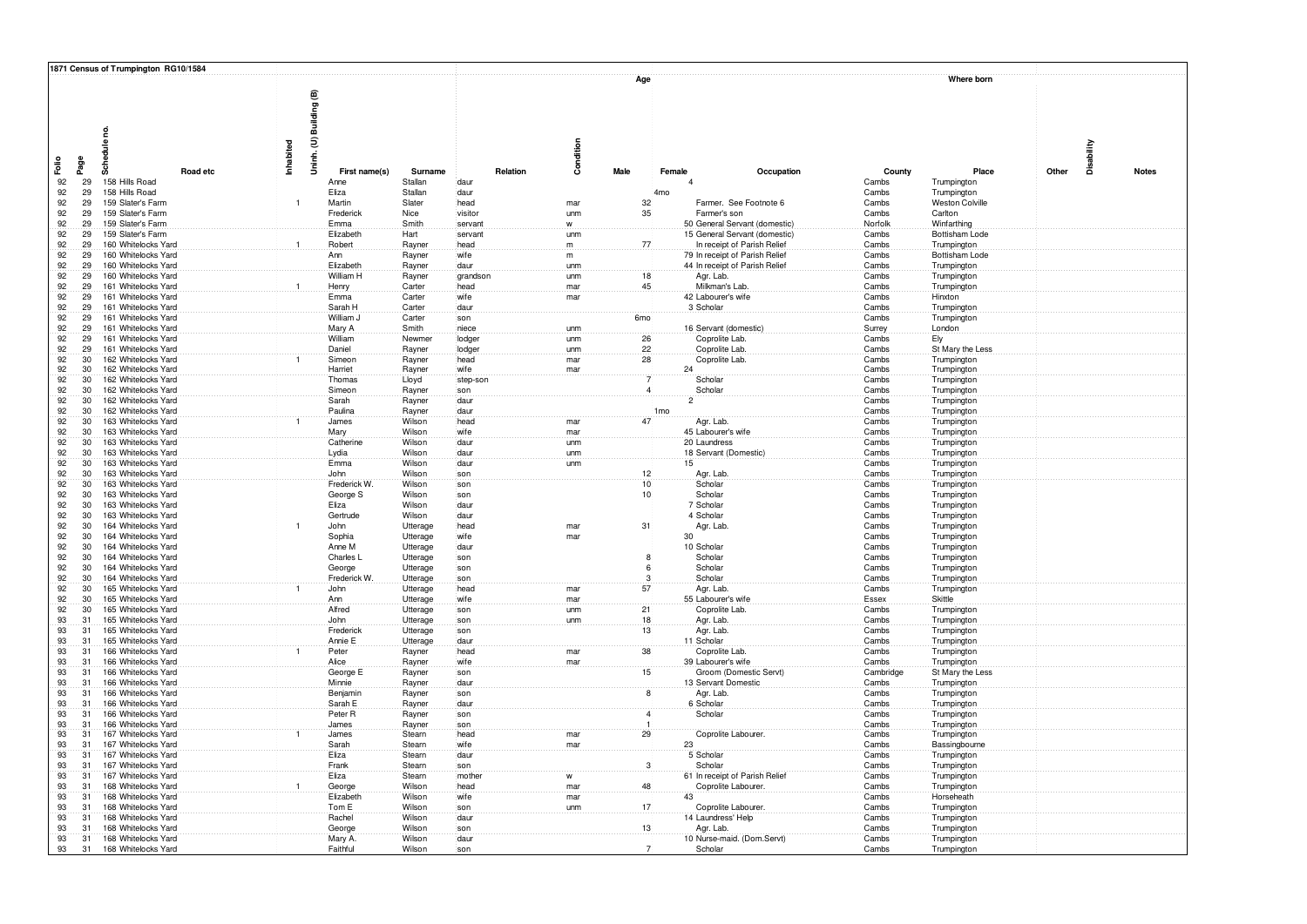**1871 Census of Trumpington RG10/1584**

| Folio | Page | Schedule no. | Road etc | Inhabited | Uninh. (U) Building (B) | First name(s) | Surname | Relation | Condition | Age Male | Age Female | Occupation | Where born County | Where born Place | Other | Disability | Notes |
|---|---|---|---|---|---|---|---|---|---|---|---|---|---|---|---|---|---|
| 92 | 29 | 158 | Hills Road | | | Anne | Stallan | daur | | | 4 | | Cambs | Trumpington | | | |
| 92 | 29 | 158 | Hills Road | | | Eliza | Stallan | daur | | | 4mo | | Cambs | Trumpington | | | |
| 92 | 29 | 159 | Slater's Farm | 1 | | Martin | Slater | head | mar | 32 | | Farmer. See Footnote 6 | Cambs | Weston Colville | | | |
| 92 | 29 | 159 | Slater's Farm | | | Frederick | Nice | visitor | unm | 35 | | Farmer's son | Cambs | Carlton | | | |
| 92 | 29 | 159 | Slater's Farm | | | Emma | Smith | servant | w | | 50 | General Servant (domestic) | Norfolk | Winfarthing | | | |
| 92 | 29 | 159 | Slater's Farm | | | Elizabeth | Hart | servant | unm | | 15 | General Servant (domestic) | Cambs | Bottisham Lode | | | |
| 92 | 29 | 160 | Whitelocks Yard | 1 | | Robert | Rayner | head | m | 77 | | In receipt of Parish Relief | Cambs | Trumpington | | | |
| 92 | 29 | 160 | Whitelocks Yard | | | Ann | Rayner | wife | m | | 79 | In receipt of Parish Relief | Cambs | Bottisham Lode | | | |
| 92 | 29 | 160 | Whitelocks Yard | | | Elizabeth | Rayner | daur | unm | | 44 | In receipt of Parish Relief | Cambs | Trumpington | | | |
| 92 | 29 | 160 | Whitelocks Yard | | | William H | Rayner | grandson | unm | 18 | | Agr. Lab. | Cambs | Trumpington | | | |
| 92 | 29 | 161 | Whitelocks Yard | 1 | | Henry | Carter | head | mar | 45 | | Milkman's Lab. | Cambs | Trumpington | | | |
| 92 | 29 | 161 | Whitelocks Yard | | | Emma | Carter | wife | mar | | 42 | Labourer's wife | Cambs | Hinxton | | | |
| 92 | 29 | 161 | Whitelocks Yard | | | Sarah H | Carter | daur | | | 3 | Scholar | Cambs | Trumpington | | | |
| 92 | 29 | 161 | Whitelocks Yard | | | William J | Carter | son | | 6mo | | | Cambs | Trumpington | | | |
| 92 | 29 | 161 | Whitelocks Yard | | | Mary A | Smith | niece | unm | | 16 | Servant (domestic) | Surrey | London | | | |
| 92 | 29 | 161 | Whitelocks Yard | | | William | Newmer | lodger | unm | 26 | | Coprolite Lab. | Cambs | Ely | | | |
| 92 | 29 | 161 | Whitelocks Yard | | | Daniel | Rayner | lodger | unm | 22 | | Coprolite Lab. | Cambs | St Mary the Less | | | |
| 92 | 30 | 162 | Whitelocks Yard | 1 | | Simeon | Rayner | head | mar | 28 | | Coprolite Lab. | Cambs | Trumpington | | | |
| 92 | 30 | 162 | Whitelocks Yard | | | Harriet | Rayner | wife | mar | | 24 | | Cambs | Trumpington | | | |
| 92 | 30 | 162 | Whitelocks Yard | | | Thomas | Lloyd | step-son | | 7 | | Scholar | Cambs | Trumpington | | | |
| 92 | 30 | 162 | Whitelocks Yard | | | Simeon | Rayner | son | | 4 | | Scholar | Cambs | Trumpington | | | |
| 92 | 30 | 162 | Whitelocks Yard | | | Sarah | Rayner | daur | | | 2 | | Cambs | Trumpington | | | |
| 92 | 30 | 162 | Whitelocks Yard | | | Paulina | Rayner | daur | | | 1mo | | Cambs | Trumpington | | | |
| 92 | 30 | 163 | Whitelocks Yard | 1 | | James | Wilson | head | mar | 47 | | Agr. Lab. | Cambs | Trumpington | | | |
| 92 | 30 | 163 | Whitelocks Yard | | | Mary | Wilson | wife | mar | | 45 | Labourer's wife | Cambs | Trumpington | | | |
| 92 | 30 | 163 | Whitelocks Yard | | | Catherine | Wilson | daur | unm | | 20 | Laundress | Cambs | Trumpington | | | |
| 92 | 30 | 163 | Whitelocks Yard | | | Lydia | Wilson | daur | unm | | 18 | Servant (Domestic) | Cambs | Trumpington | | | |
| 92 | 30 | 163 | Whitelocks Yard | | | Emma | Wilson | daur | unm | | 15 | | Cambs | Trumpington | | | |
| 92 | 30 | 163 | Whitelocks Yard | | | John | Wilson | son | | 12 | | Agr. Lab. | Cambs | Trumpington | | | |
| 92 | 30 | 163 | Whitelocks Yard | | | Frederick W. | Wilson | son | | 10 | | Scholar | Cambs | Trumpington | | | |
| 92 | 30 | 163 | Whitelocks Yard | | | George S | Wilson | son | | 10 | | Scholar | Cambs | Trumpington | | | |
| 92 | 30 | 163 | Whitelocks Yard | | | Eliza | Wilson | daur | | | 7 | Scholar | Cambs | Trumpington | | | |
| 92 | 30 | 163 | Whitelocks Yard | | | Gertrude | Wilson | daur | | | 4 | Scholar | Cambs | Trumpington | | | |
| 92 | 30 | 164 | Whitelocks Yard | 1 | | John | Utterage | head | mar | 31 | | Agr. Lab. | Cambs | Trumpington | | | |
| 92 | 30 | 164 | Whitelocks Yard | | | Sophia | Utterage | wife | mar | | 30 | | Cambs | Trumpington | | | |
| 92 | 30 | 164 | Whitelocks Yard | | | Anne M | Utterage | daur | | | 10 | Scholar | Cambs | Trumpington | | | |
| 92 | 30 | 164 | Whitelocks Yard | | | Charles L | Utterage | son | | 8 | | Scholar | Cambs | Trumpington | | | |
| 92 | 30 | 164 | Whitelocks Yard | | | George | Utterage | son | | 6 | | Scholar | Cambs | Trumpington | | | |
| 92 | 30 | 164 | Whitelocks Yard | | | Frederick W. | Utterage | son | | 3 | | Scholar | Cambs | Trumpington | | | |
| 92 | 30 | 165 | Whitelocks Yard | 1 | | John | Utterage | head | mar | 57 | | Agr. Lab. | Cambs | Trumpington | | | |
| 92 | 30 | 165 | Whitelocks Yard | | | Ann | Utterage | wife | mar | | 55 | Labourer's wife | Essex | Skittle | | | |
| 92 | 30 | 165 | Whitelocks Yard | | | Alfred | Utterage | son | unm | 21 | | Coprolite Lab. | Cambs | Trumpington | | | |
| 93 | 31 | 165 | Whitelocks Yard | | | John | Utterage | son | unm | 18 | | Agr. Lab. | Cambs | Trumpington | | | |
| 93 | 31 | 165 | Whitelocks Yard | | | Frederick | Utterage | son | | 13 | | Agr. Lab. | Cambs | Trumpington | | | |
| 93 | 31 | 165 | Whitelocks Yard | | | Annie E | Utterage | daur | | | 11 | Scholar | Cambs | Trumpington | | | |
| 93 | 31 | 166 | Whitelocks Yard | 1 | | Peter | Rayner | head | mar | 38 | | Coprolite Lab. | Cambs | Trumpington | | | |
| 93 | 31 | 166 | Whitelocks Yard | | | Alice | Rayner | wife | mar | | 39 | Labourer's wife | Cambs | Trumpington | | | |
| 93 | 31 | 166 | Whitelocks Yard | | | George E | Rayner | son | | 15 | | Groom (Domestic Servt) | Cambridge | St Mary the Less | | | |
| 93 | 31 | 166 | Whitelocks Yard | | | Minnie | Rayner | daur | | | 13 | Servant Domestic | Cambs | Trumpington | | | |
| 93 | 31 | 166 | Whitelocks Yard | | | Benjamin | Rayner | son | | 8 | | Agr. Lab. | Cambs | Trumpington | | | |
| 93 | 31 | 166 | Whitelocks Yard | | | Sarah E | Rayner | daur | | | 6 | Scholar | Cambs | Trumpington | | | |
| 93 | 31 | 166 | Whitelocks Yard | | | Peter R | Rayner | son | | 4 | | Scholar | Cambs | Trumpington | | | |
| 93 | 31 | 166 | Whitelocks Yard | | | James | Rayner | son | | 1 | | | Cambs | Trumpington | | | |
| 93 | 31 | 167 | Whitelocks Yard | 1 | | James | Stearn | head | mar | 29 | | Coprolite Labourer. | Cambs | Trumpington | | | |
| 93 | 31 | 167 | Whitelocks Yard | | | Sarah | Stearn | wife | mar | | 23 | | Cambs | Bassingbourne | | | |
| 93 | 31 | 167 | Whitelocks Yard | | | Eliza | Stearn | daur | | | 5 | Scholar | Cambs | Trumpington | | | |
| 93 | 31 | 167 | Whitelocks Yard | | | Frank | Stearn | son | | 3 | | Scholar | Cambs | Trumpington | | | |
| 93 | 31 | 167 | Whitelocks Yard | | | Eliza | Stearn | mother | w | | 61 | In receipt of Parish Relief | Cambs | Trumpington | | | |
| 93 | 31 | 168 | Whitelocks Yard | 1 | | George | Wilson | head | mar | 48 | | Coprolite Labourer. | Cambs | Trumpington | | | |
| 93 | 31 | 168 | Whitelocks Yard | | | Elizabeth | Wilson | wife | mar | | 43 | | Cambs | Horseheath | | | |
| 93 | 31 | 168 | Whitelocks Yard | | | Tom E | Wilson | son | unm | 17 | | Coprolite Labourer. | Cambs | Trumpington | | | |
| 93 | 31 | 168 | Whitelocks Yard | | | Rachel | Wilson | daur | | | 14 | Laundress' Help | Cambs | Trumpington | | | |
| 93 | 31 | 168 | Whitelocks Yard | | | George | Wilson | son | | 13 | | Agr. Lab. | Cambs | Trumpington | | | |
| 93 | 31 | 168 | Whitelocks Yard | | | Mary A. | Wilson | daur | | | 10 | Nurse-maid. (Dom.Servt) | Cambs | Trumpington | | | |
| 93 | 31 | 168 | Whitelocks Yard | | | Faithful | Wilson | son | | 7 | | Scholar | Cambs | Trumpington | | | |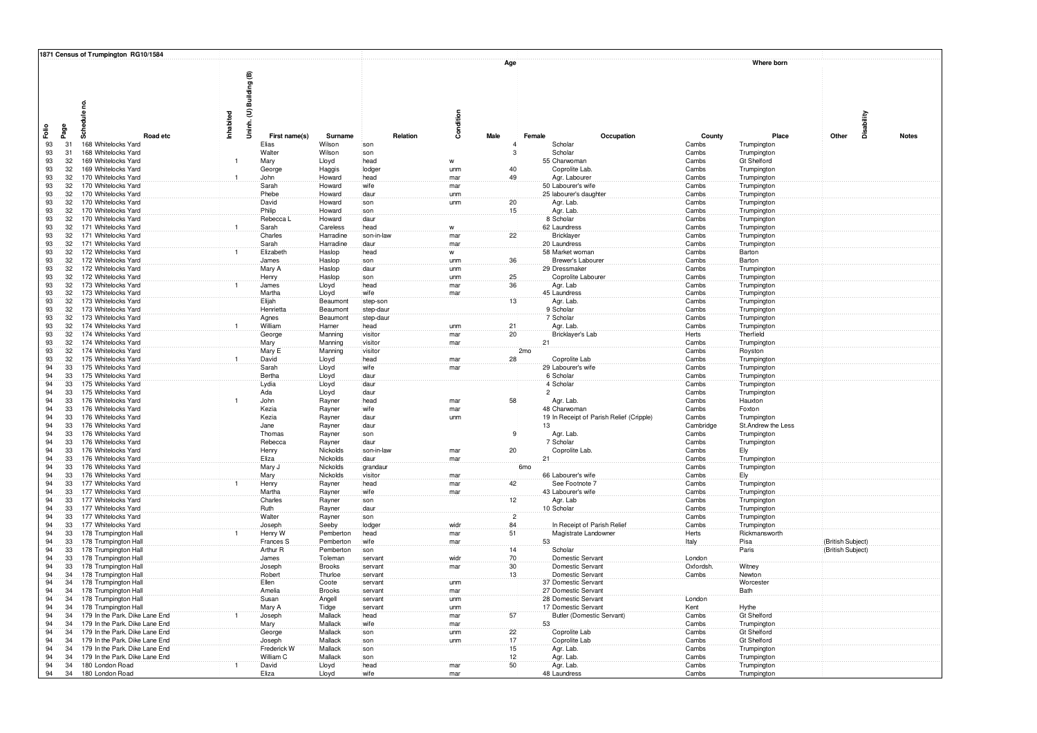**1871 Census of Trumpington RG10/1584**

| Folio | Page | Schedule no. | Road etc | Inhabited | Uninh. (U) Building (B) | First name(s) | Surname | Relation | Condition | Age Male | Age Female | Occupation | Where born County | Where born Place | Other | Disability | Notes |
|---|---|---|---|---|---|---|---|---|---|---|---|---|---|---|---|---|---|
| 93 | 31 | 168 | Whitelocks Yard | | | Elias | Wilson | son | | 4 | | Scholar | Cambs | Trumpington | | | |
| 93 | 31 | 168 | Whitelocks Yard | | | Walter | Wilson | son | | 3 | | Scholar | Cambs | Trumpington | | | |
| 93 | 32 | 169 | Whitelocks Yard | 1 | | Mary | Lloyd | head | w | | 55 | Charwoman | Cambs | Gt Shelford | | | |
| 93 | 32 | 169 | Whitelocks Yard | | | George | Haggis | lodger | unm | 40 | | Coprolite Lab. | Cambs | Trumpington | | | |
| 93 | 32 | 170 | Whitelocks Yard | 1 | | John | Howard | head | mar | 49 | | Agr. Labourer | Cambs | Trumpington | | | |
| 93 | 32 | 170 | Whitelocks Yard | | | Sarah | Howard | wife | mar | | 50 | Labourer's wife | Cambs | Trumpington | | | |
| 93 | 32 | 170 | Whitelocks Yard | | | Phebe | Howard | daur | unm | | 25 | labourer's daughter | Cambs | Trumpington | | | |
| 93 | 32 | 170 | Whitelocks Yard | | | David | Howard | son | unm | 20 | | Agr. Lab. | Cambs | Trumpington | | | |
| 93 | 32 | 170 | Whitelocks Yard | | | Philip | Howard | son | | 15 | | Agr. Lab. | Cambs | Trumpington | | | |
| 93 | 32 | 170 | Whitelocks Yard | | | Rebecca L | Howard | daur | | | 8 | Scholar | Cambs | Trumpington | | | |
| 93 | 32 | 171 | Whitelocks Yard | 1 | | Sarah | Careless | head | w | | 62 | Laundress | Cambs | Trumpington | | | |
| 93 | 32 | 171 | Whitelocks Yard | | | Charles | Harradine | son-in-law | mar | 22 | | Bricklayer | Cambs | Trumpington | | | |
| 93 | 32 | 171 | Whitelocks Yard | | | Sarah | Harradine | daur | mar | | 20 | Laundress | Cambs | Trumpington | | | |
| 93 | 32 | 172 | Whitelocks Yard | 1 | | Elizabeth | Haslop | head | w | | 58 | Market woman | Cambs | Barton | | | |
| 93 | 32 | 172 | Whitelocks Yard | | | James | Haslop | son | unm | 36 | | Brewer's Labourer | Cambs | Barton | | | |
| 93 | 32 | 172 | Whitelocks Yard | | | Mary A | Haslop | daur | unm | | 29 | Dressmaker | Cambs | Trumpington | | | |
| 93 | 32 | 172 | Whitelocks Yard | | | Henry | Haslop | son | unm | 25 | | Coprolite Labourer | Cambs | Trumpington | | | |
| 93 | 32 | 173 | Whitelocks Yard | 1 | | James | Lloyd | head | mar | 36 | | Agr. Lab | Cambs | Trumpington | | | |
| 93 | 32 | 173 | Whitelocks Yard | | | Martha | Lloyd | wife | mar | | 45 | Laundress | Cambs | Trumpington | | | |
| 93 | 32 | 173 | Whitelocks Yard | | | Elijah | Beaumont | step-son | | 13 | | Agr. Lab. | Cambs | Trumpington | | | |
| 93 | 32 | 173 | Whitelocks Yard | | | Henrietta | Beaumont | step-daur | | | 9 | Scholar | Cambs | Trumpington | | | |
| 93 | 32 | 173 | Whitelocks Yard | | | Agnes | Beaumont | step-daur | | | 7 | Scholar | Cambs | Trumpington | | | |
| 93 | 32 | 174 | Whitelocks Yard | 1 | | William | Harner | head | unm | 21 | | Agr. Lab. | Cambs | Trumpington | | | |
| 93 | 32 | 174 | Whitelocks Yard | | | George | Manning | visitor | mar | 20 | | Bricklayer's Lab | Herts | Therfield | | | |
| 93 | 32 | 174 | Whitelocks Yard | | | Mary | Manning | visitor | mar | | 21 | | Cambs | Trumpington | | | |
| 93 | 32 | 174 | Whitelocks Yard | | | Mary E | Manning | visitor | | | 2mo | | Cambs | Royston | | | |
| 93 | 32 | 175 | Whitelocks Yard | 1 | | David | Lloyd | head | mar | 28 | | Coprolite Lab | Cambs | Trumpington | | | |
| 94 | 33 | 175 | Whitelocks Yard | | | Sarah | Lloyd | wife | mar | | 29 | Labourer's wife | Cambs | Trumpington | | | |
| 94 | 33 | 175 | Whitelocks Yard | | | Bertha | Lloyd | daur | | | 6 | Scholar | Cambs | Trumpington | | | |
| 94 | 33 | 175 | Whitelocks Yard | | | Lydia | Lloyd | daur | | | 4 | Scholar | Cambs | Trumpington | | | |
| 94 | 33 | 175 | Whitelocks Yard | | | Ada | Lloyd | daur | | | 2 | | Cambs | Trumpington | | | |
| 94 | 33 | 176 | Whitelocks Yard | 1 | | John | Rayner | head | mar | 58 | | Agr. Lab. | Cambs | Hauxton | | | |
| 94 | 33 | 176 | Whitelocks Yard | | | Kezia | Rayner | wife | mar | | 48 | Charwoman | Cambs | Foxton | | | |
| 94 | 33 | 176 | Whitelocks Yard | | | Kezia | Rayner | daur | unm | | 19 | In Receipt of Parish Relief (Cripple) | Cambs | Trumpington | | | |
| 94 | 33 | 176 | Whitelocks Yard | | | Jane | Rayner | daur | | | 13 | | Cambridge | St.Andrew the Less | | | |
| 94 | 33 | 176 | Whitelocks Yard | | | Thomas | Rayner | son | | 9 | | Agr. Lab. | Cambs | Trumpington | | | |
| 94 | 33 | 176 | Whitelocks Yard | | | Rebecca | Rayner | daur | | | 7 | Scholar | Cambs | Trumpington | | | |
| 94 | 33 | 176 | Whitelocks Yard | | | Henry | Nickolds | son-in-law | mar | 20 | | Coprolite Lab. | Cambs | Ely | | | |
| 94 | 33 | 176 | Whitelocks Yard | | | Eliza | Nickolds | daur | mar | | 21 | | Cambs | Trumpington | | | |
| 94 | 33 | 176 | Whitelocks Yard | | | Mary J | Nickolds | grandaur | | | 6mo | | Cambs | Trumpington | | | |
| 94 | 33 | 176 | Whitelocks Yard | | | Mary | Nickolds | visitor | mar | | 66 | Labourer's wife | Cambs | Ely | | | |
| 94 | 33 | 177 | Whitelocks Yard | 1 | | Henry | Rayner | head | mar | 42 | | See Footnote 7 | Cambs | Trumpington | | | |
| 94 | 33 | 177 | Whitelocks Yard | | | Martha | Rayner | wife | mar | | 43 | Labourer's wife | Cambs | Trumpington | | | |
| 94 | 33 | 177 | Whitelocks Yard | | | Charles | Rayner | son | | 12 | | Agr. Lab | Cambs | Trumpington | | | |
| 94 | 33 | 177 | Whitelocks Yard | | | Ruth | Rayner | daur | | | 10 | Scholar | Cambs | Trumpington | | | |
| 94 | 33 | 177 | Whitelocks Yard | | | Walter | Rayner | son | | 2 | | | Cambs | Trumpington | | | |
| 94 | 33 | 177 | Whitelocks Yard | | | Joseph | Seeby | lodger | widr | 84 | | In Receipt of Parish Relief | Cambs | Trumpington | | | |
| 94 | 33 | 178 | Trumpington Hall | 1 | | Henry W | Pemberton | head | mar | 51 | | Magistrate Landowner | Herts | Rickmansworth | | | |
| 94 | 33 | 178 | Trumpington Hall | | | Frances S | Pemberton | wife | mar | | 53 | | Italy | Pisa | (British Subject) | | |
| 94 | 33 | 178 | Trumpington Hall | | | Arthur R | Pemberton | son | | 14 | | Scholar | | Paris | (British Subject) | | |
| 94 | 33 | 178 | Trumpington Hall | | | James | Toleman | servant | widr | 70 | | Domestic Servant | London | | | | |
| 94 | 33 | 178 | Trumpington Hall | | | Joseph | Brooks | servant | mar | 30 | | Domestic Servant | Oxfordsh. | Witney | | | |
| 94 | 34 | 178 | Trumpington Hall | | | Robert | Thurloe | servant | | 13 | | Domestic Servant | Cambs | Newton | | | |
| 94 | 34 | 178 | Trumpington Hall | | | Ellen | Coote | servant | unm | | 37 | Domestic Servant | | Worcester | | | |
| 94 | 34 | 178 | Trumpington Hall | | | Amelia | Brooks | servant | mar | | 27 | Domestic Servant | | Bath | | | |
| 94 | 34 | 178 | Trumpington Hall | | | Susan | Angell | servant | unm | | 28 | Domestic Servant | London | | | | |
| 94 | 34 | 178 | Trumpington Hall | | | Mary A | Tidge | servant | unm | | 17 | Domestic Servant | Kent | Hythe | | | |
| 94 | 34 | 179 | In the Park. Dike Lane End | 1 | | Joseph | Mallack | head | mar | 57 | | Butler (Domestic Servant) | Cambs | Gt Shelford | | | |
| 94 | 34 | 179 | In the Park. Dike Lane End | | | Mary | Mallack | wife | mar | | 53 | | Cambs | Trumpington | | | |
| 94 | 34 | 179 | In the Park. Dike Lane End | | | George | Mallack | son | unm | 22 | | Coprolite Lab | Cambs | Gt Shelford | | | |
| 94 | 34 | 179 | In the Park. Dike Lane End | | | Joseph | Mallack | son | unm | 17 | | Coprolite Lab | Cambs | Gt Shelford | | | |
| 94 | 34 | 179 | In the Park. Dike Lane End | | | Frederick W | Mallack | son | | 15 | | Agr. Lab. | Cambs | Trumpington | | | |
| 94 | 34 | 179 | In the Park. Dike Lane End | | | William C | Mallack | son | | 12 | | Agr. Lab. | Cambs | Trumpington | | | |
| 94 | 34 | 180 | London Road | 1 | | David | Lloyd | head | mar | 50 | | Agr. Lab. | Cambs | Trumpington | | | |
| 94 | 34 | 180 | London Road | | | Eliza | Lloyd | wife | mar | | 48 | Laundress | Cambs | Trumpington | | | |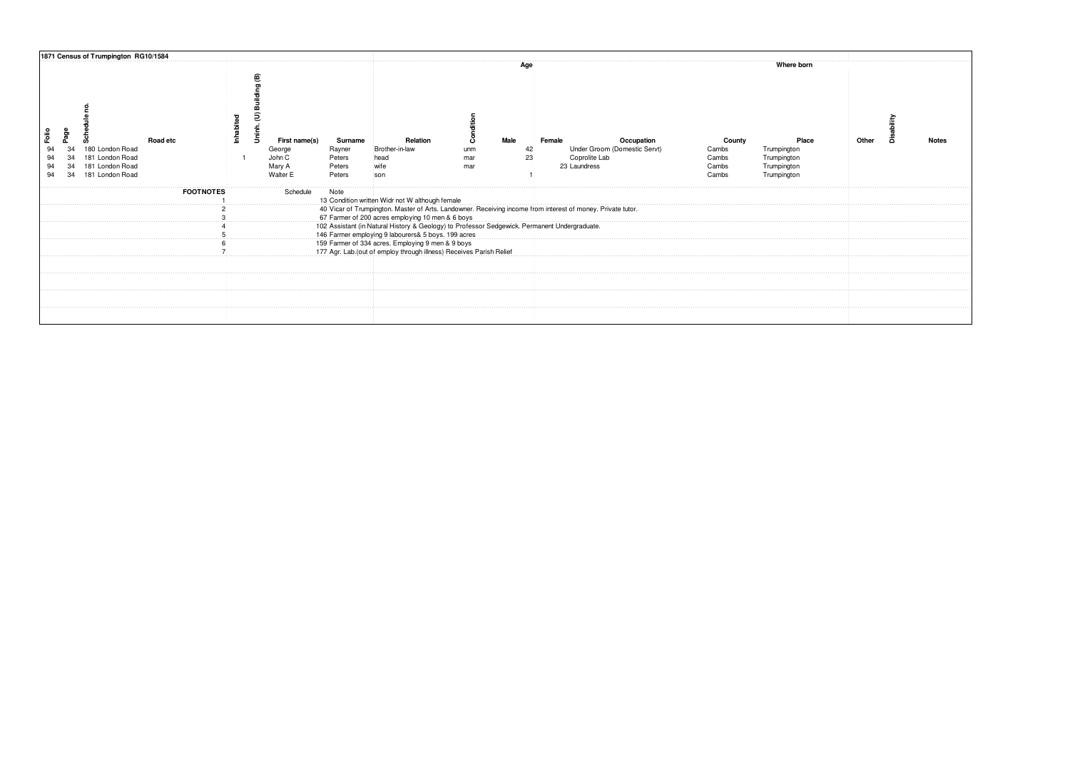**1871 Census of Trumpington RG10/1584**

| Folio | Page | Schedule no. | Road etc | Inhabited | Uninh. (U) Building (B) | First name(s) | Surname | Relation | Condition | Age Male | Age Female | Occupation | Where born County | Where born Place | Other | Disability | Notes |
|---|---|---|---|---|---|---|---|---|---|---|---|---|---|---|---|---|---|
| 94 | 34 | 180 | London Road | | | George | Rayner | Brother-in-law | unm | 42 | | Under Groom (Domestic Servt) | Cambs | Trumpington | | | |
| 94 | 34 | 181 | London Road | 1 | | John C | Peters | head | mar | 23 | | Coprolite Lab | Cambs | Trumpington | | | |
| 94 | 34 | 181 | London Road | | | Mary A | Peters | wife | mar | | 23 | Laundress | Cambs | Trumpington | | | |
| 94 | 34 | 181 | London Road | | | Walter E | Peters | son | | 1 | | | Cambs | Trumpington | | | |

**FOOTNOTES**

| FOOTNOTES | Schedule | Note |
|---|---|---|
| 1 | 13 | Condition written Widr not W although female |
| 2 | 40 | Vicar of Trumpington. Master of Arts. Landowner. Receiving income from interest of money. Private tutor. |
| 3 | 67 | Farmer of 200 acres employing 10 men & 6 boys |
| 4 | 102 | Assistant (in Natural History & Geology) to Professor Sedgewick. Permanent Undergraduate. |
| 5 | 146 | Farmer employing 9 labourers& 5 boys. 199 acres |
| 6 | 159 | Farmer of 334 acres. Employing 9 men & 9 boys |
| 7 | 177 | Agr. Lab.(out of employ through illness) Receives Parish Relief |